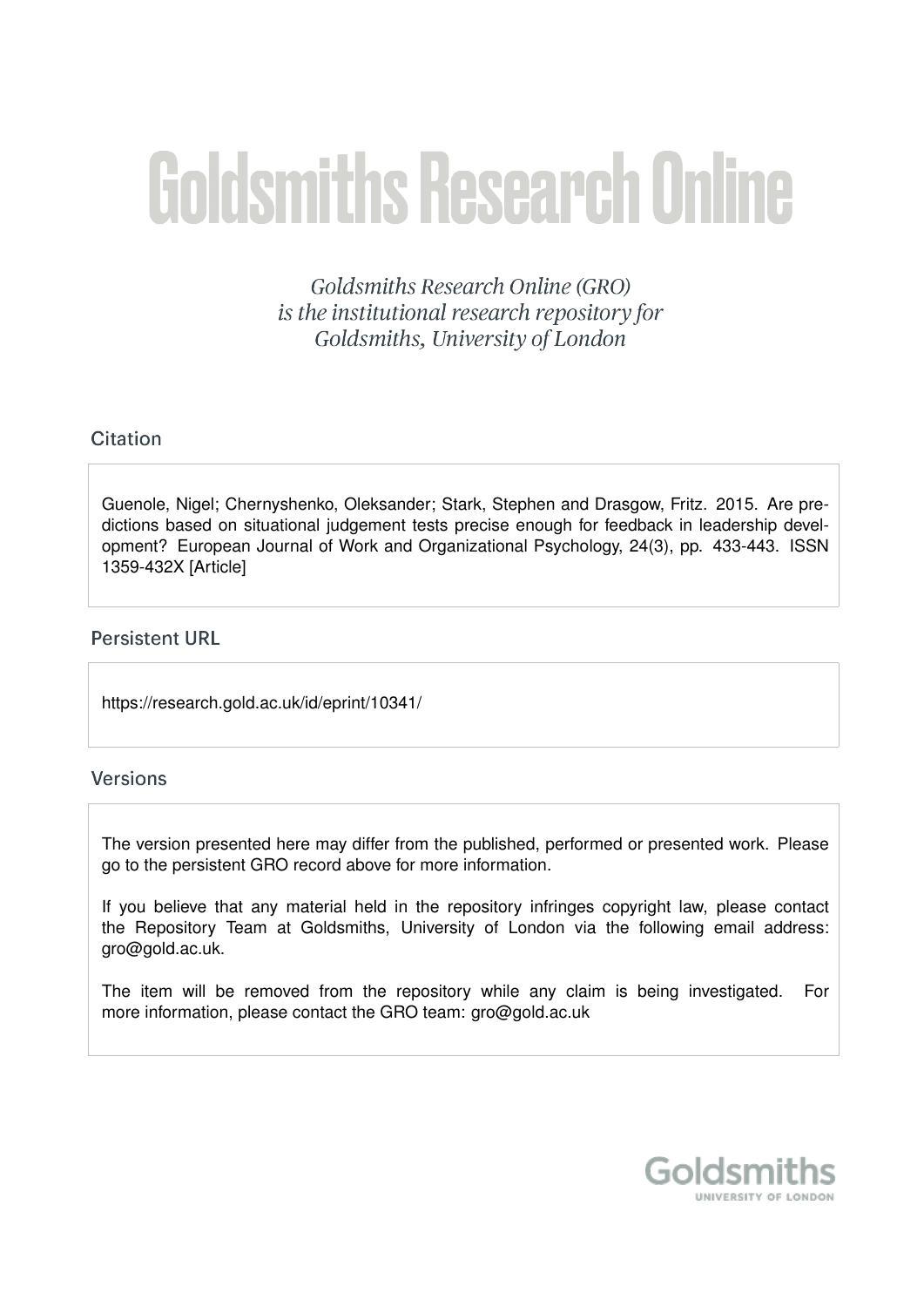# Goldsmiths Research Online

*Goldsmiths Research Online (GRO) is the institutional research repository for Goldsmiths, University of London*

## Citation

Guenole, Nigel; Chernyshenko, Oleksander; Stark, Stephen and Drasgow, Fritz. 2015. Are predictions based on situational judgement tests precise enough for feedback in leadership development? European Journal of Work and Organizational Psychology, 24(3), pp. 433-443. ISSN 1359-432X [Article]

## Persistent URL

https://research.gold.ac.uk/id/eprint/10341/

## Versions

The version presented here may differ from the published, performed or presented work. Please go to the persistent GRO record above for more information.

If you believe that any material held in the repository infringes copyright law, please contact the Repository Team at Goldsmiths, University of London via the following email address: gro@gold.ac.uk.

The item will be removed from the repository while any claim is being investigated. For more information, please contact the GRO team: gro@gold.ac.uk

Goldsmiths
UNIVERSITY OF LONDON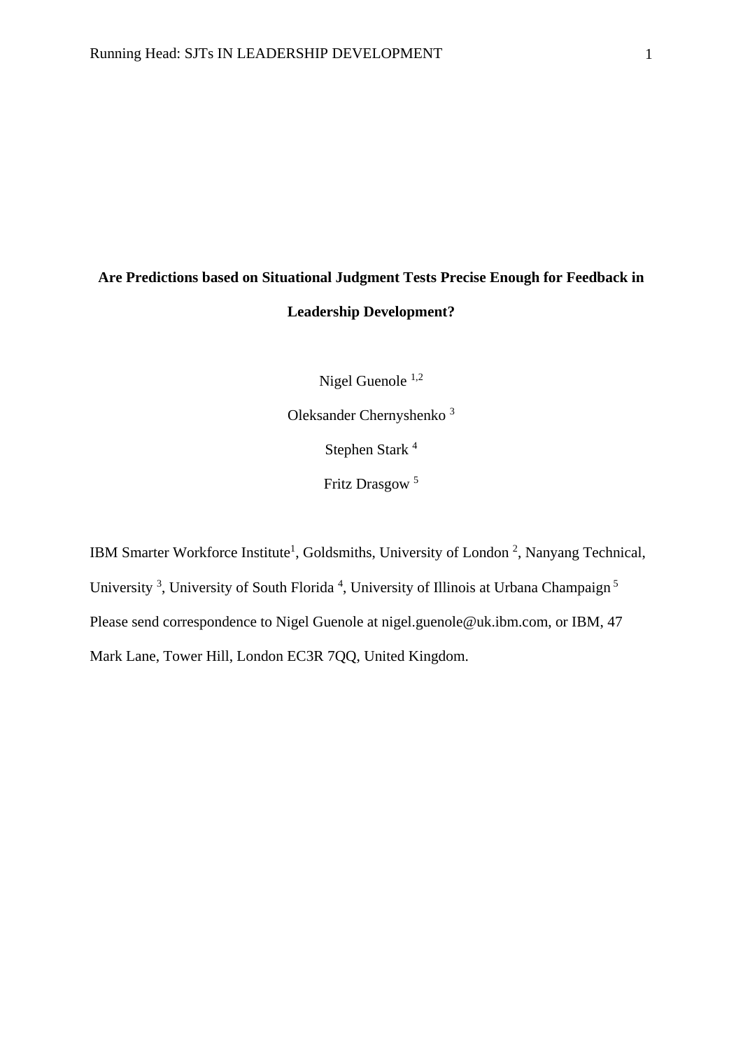# Are Predictions based on Situational Judgment Tests Precise Enough for Feedback in Leadership Development?

Nigel Guenole [1,2]

Oleksander Chernyshenko [3]

Stephen Stark [4]

Fritz Drasgow [5]

IBM Smarter Workforce Institute[1], Goldsmiths, University of London [2], Nanyang Technical, University [3], University of South Florida [4], University of Illinois at Urbana Champaign [5]

Please send correspondence to Nigel Guenole at nigel.guenole@uk.ibm.com, or IBM, 47 Mark Lane, Tower Hill, London EC3R 7QQ, United Kingdom.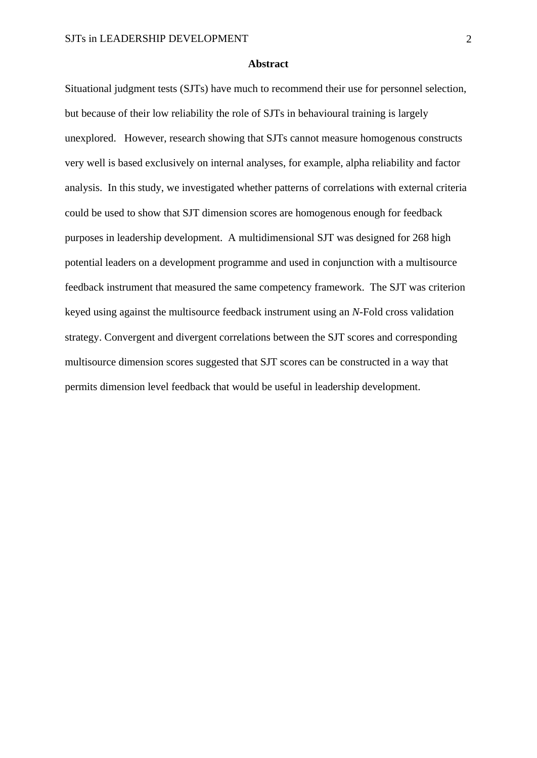## Abstract

Situational judgment tests (SJTs) have much to recommend their use for personnel selection, but because of their low reliability the role of SJTs in behavioural training is largely unexplored. However, research showing that SJTs cannot measure homogenous constructs very well is based exclusively on internal analyses, for example, alpha reliability and factor analysis. In this study, we investigated whether patterns of correlations with external criteria could be used to show that SJT dimension scores are homogenous enough for feedback purposes in leadership development. A multidimensional SJT was designed for 268 high potential leaders on a development programme and used in conjunction with a multisource feedback instrument that measured the same competency framework. The SJT was criterion keyed using against the multisource feedback instrument using an *N*-Fold cross validation strategy. Convergent and divergent correlations between the SJT scores and corresponding multisource dimension scores suggested that SJT scores can be constructed in a way that permits dimension level feedback that would be useful in leadership development.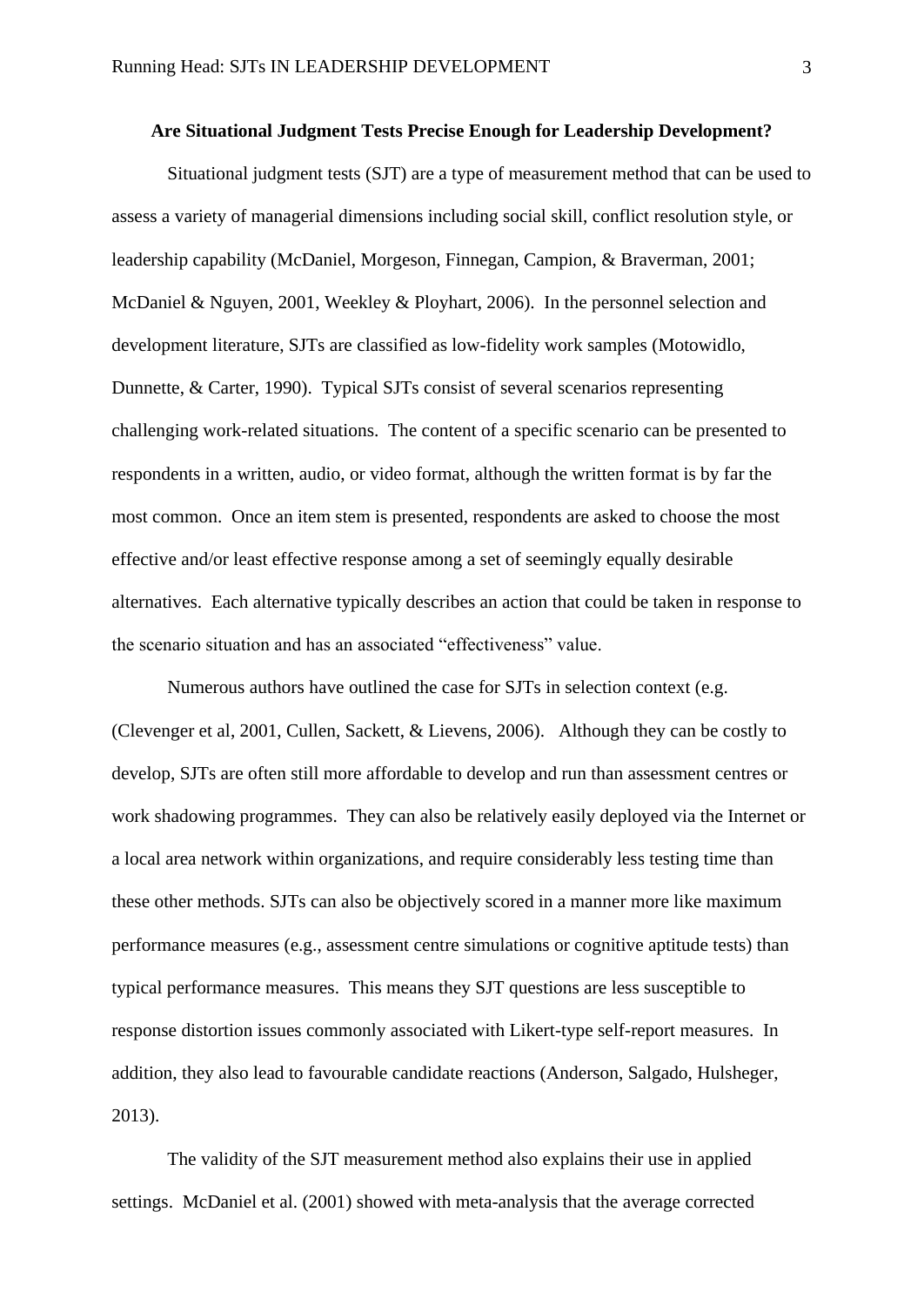**Are Situational Judgment Tests Precise Enough for Leadership Development?**

Situational judgment tests (SJT) are a type of measurement method that can be used to assess a variety of managerial dimensions including social skill, conflict resolution style, or leadership capability (McDaniel, Morgeson, Finnegan, Campion, & Braverman, 2001; McDaniel & Nguyen, 2001, Weekley & Ployhart, 2006). In the personnel selection and development literature, SJTs are classified as low-fidelity work samples (Motowidlo, Dunnette, & Carter, 1990). Typical SJTs consist of several scenarios representing challenging work-related situations. The content of a specific scenario can be presented to respondents in a written, audio, or video format, although the written format is by far the most common. Once an item stem is presented, respondents are asked to choose the most effective and/or least effective response among a set of seemingly equally desirable alternatives. Each alternative typically describes an action that could be taken in response to the scenario situation and has an associated "effectiveness" value.

Numerous authors have outlined the case for SJTs in selection context (e.g. (Clevenger et al, 2001, Cullen, Sackett, & Lievens, 2006). Although they can be costly to develop, SJTs are often still more affordable to develop and run than assessment centres or work shadowing programmes. They can also be relatively easily deployed via the Internet or a local area network within organizations, and require considerably less testing time than these other methods. SJTs can also be objectively scored in a manner more like maximum performance measures (e.g., assessment centre simulations or cognitive aptitude tests) than typical performance measures. This means they SJT questions are less susceptible to response distortion issues commonly associated with Likert-type self-report measures. In addition, they also lead to favourable candidate reactions (Anderson, Salgado, Hulsheger, 2013).

The validity of the SJT measurement method also explains their use in applied settings. McDaniel et al. (2001) showed with meta-analysis that the average corrected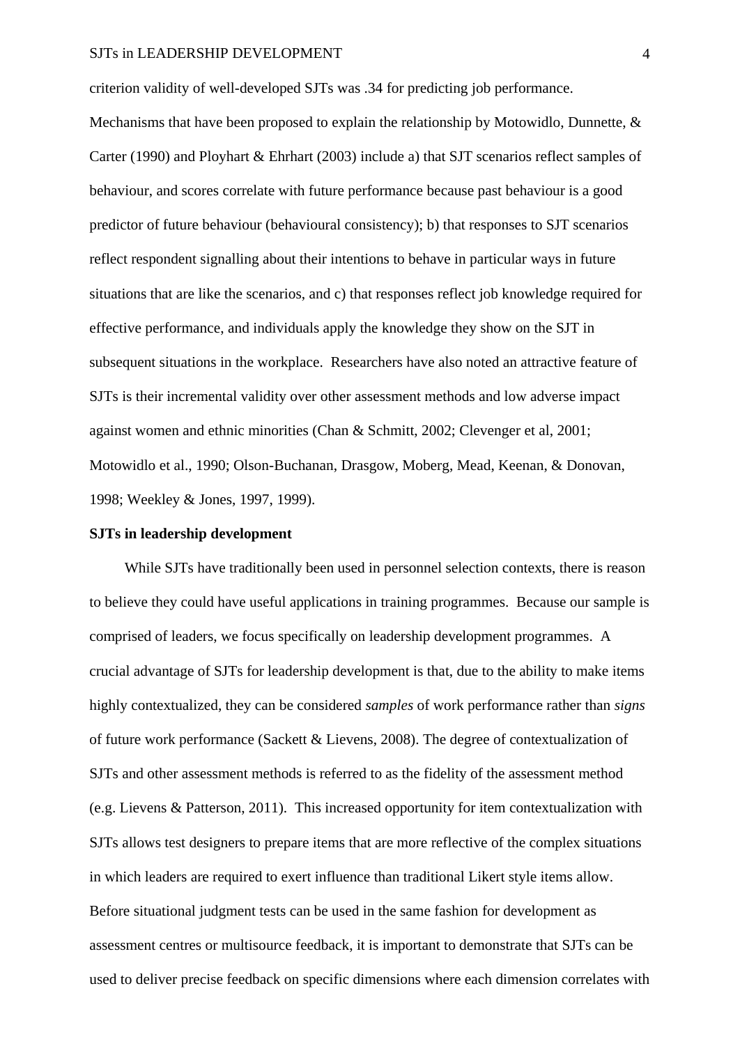criterion validity of well-developed SJTs was .34 for predicting job performance. Mechanisms that have been proposed to explain the relationship by Motowidlo, Dunnette, & Carter (1990) and Ployhart & Ehrhart (2003) include a) that SJT scenarios reflect samples of behaviour, and scores correlate with future performance because past behaviour is a good predictor of future behaviour (behavioural consistency); b) that responses to SJT scenarios reflect respondent signalling about their intentions to behave in particular ways in future situations that are like the scenarios, and c) that responses reflect job knowledge required for effective performance, and individuals apply the knowledge they show on the SJT in subsequent situations in the workplace. Researchers have also noted an attractive feature of SJTs is their incremental validity over other assessment methods and low adverse impact against women and ethnic minorities (Chan & Schmitt, 2002; Clevenger et al, 2001; Motowidlo et al., 1990; Olson-Buchanan, Drasgow, Moberg, Mead, Keenan, & Donovan, 1998; Weekley & Jones, 1997, 1999).

**SJTs in leadership development**

While SJTs have traditionally been used in personnel selection contexts, there is reason to believe they could have useful applications in training programmes. Because our sample is comprised of leaders, we focus specifically on leadership development programmes. A crucial advantage of SJTs for leadership development is that, due to the ability to make items highly contextualized, they can be considered *samples* of work performance rather than *signs* of future work performance (Sackett & Lievens, 2008). The degree of contextualization of SJTs and other assessment methods is referred to as the fidelity of the assessment method (e.g. Lievens & Patterson, 2011). This increased opportunity for item contextualization with SJTs allows test designers to prepare items that are more reflective of the complex situations in which leaders are required to exert influence than traditional Likert style items allow. Before situational judgment tests can be used in the same fashion for development as assessment centres or multisource feedback, it is important to demonstrate that SJTs can be used to deliver precise feedback on specific dimensions where each dimension correlates with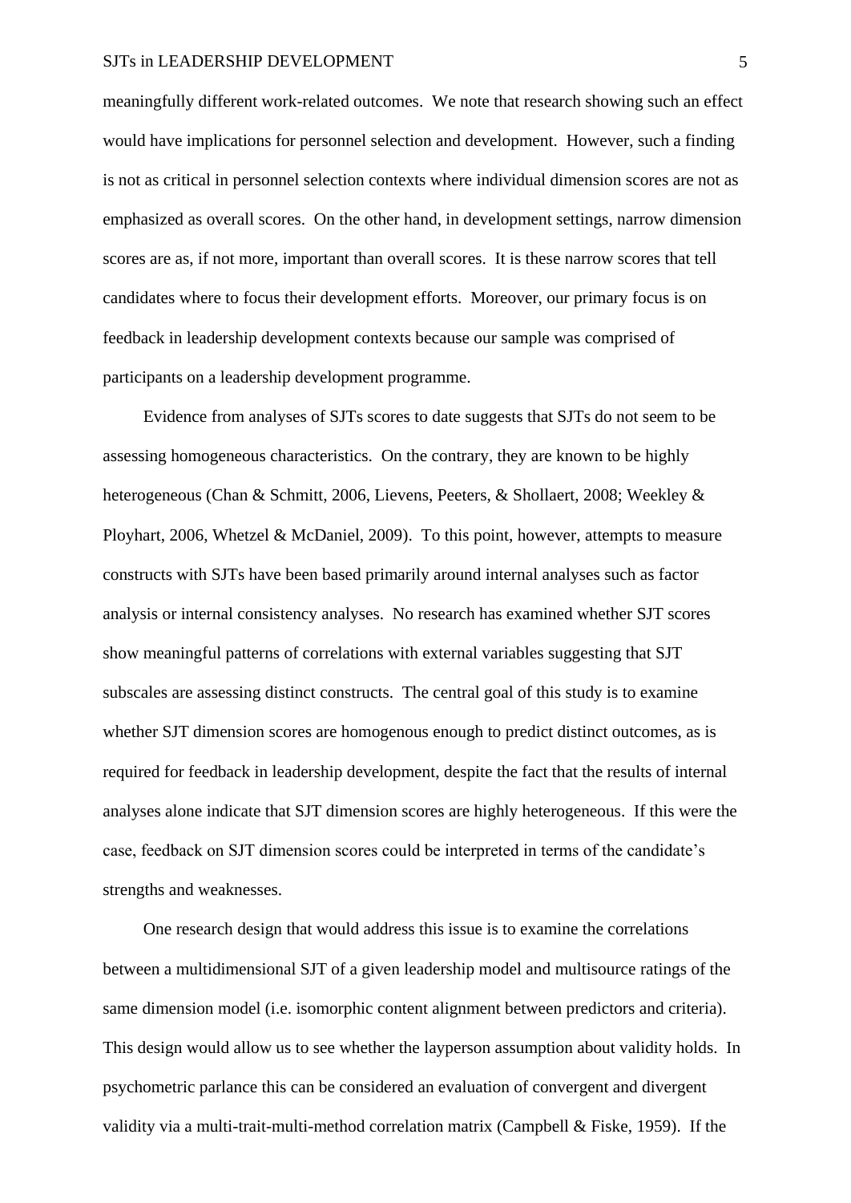meaningfully different work-related outcomes. We note that research showing such an effect would have implications for personnel selection and development. However, such a finding is not as critical in personnel selection contexts where individual dimension scores are not as emphasized as overall scores. On the other hand, in development settings, narrow dimension scores are as, if not more, important than overall scores. It is these narrow scores that tell candidates where to focus their development efforts. Moreover, our primary focus is on feedback in leadership development contexts because our sample was comprised of participants on a leadership development programme.

Evidence from analyses of SJTs scores to date suggests that SJTs do not seem to be assessing homogeneous characteristics. On the contrary, they are known to be highly heterogeneous (Chan & Schmitt, 2006, Lievens, Peeters, & Shollaert, 2008; Weekley & Ployhart, 2006, Whetzel & McDaniel, 2009). To this point, however, attempts to measure constructs with SJTs have been based primarily around internal analyses such as factor analysis or internal consistency analyses. No research has examined whether SJT scores show meaningful patterns of correlations with external variables suggesting that SJT subscales are assessing distinct constructs. The central goal of this study is to examine whether SJT dimension scores are homogenous enough to predict distinct outcomes, as is required for feedback in leadership development, despite the fact that the results of internal analyses alone indicate that SJT dimension scores are highly heterogeneous. If this were the case, feedback on SJT dimension scores could be interpreted in terms of the candidate's strengths and weaknesses.

One research design that would address this issue is to examine the correlations between a multidimensional SJT of a given leadership model and multisource ratings of the same dimension model (i.e. isomorphic content alignment between predictors and criteria). This design would allow us to see whether the layperson assumption about validity holds. In psychometric parlance this can be considered an evaluation of convergent and divergent validity via a multi-trait-multi-method correlation matrix (Campbell & Fiske, 1959). If the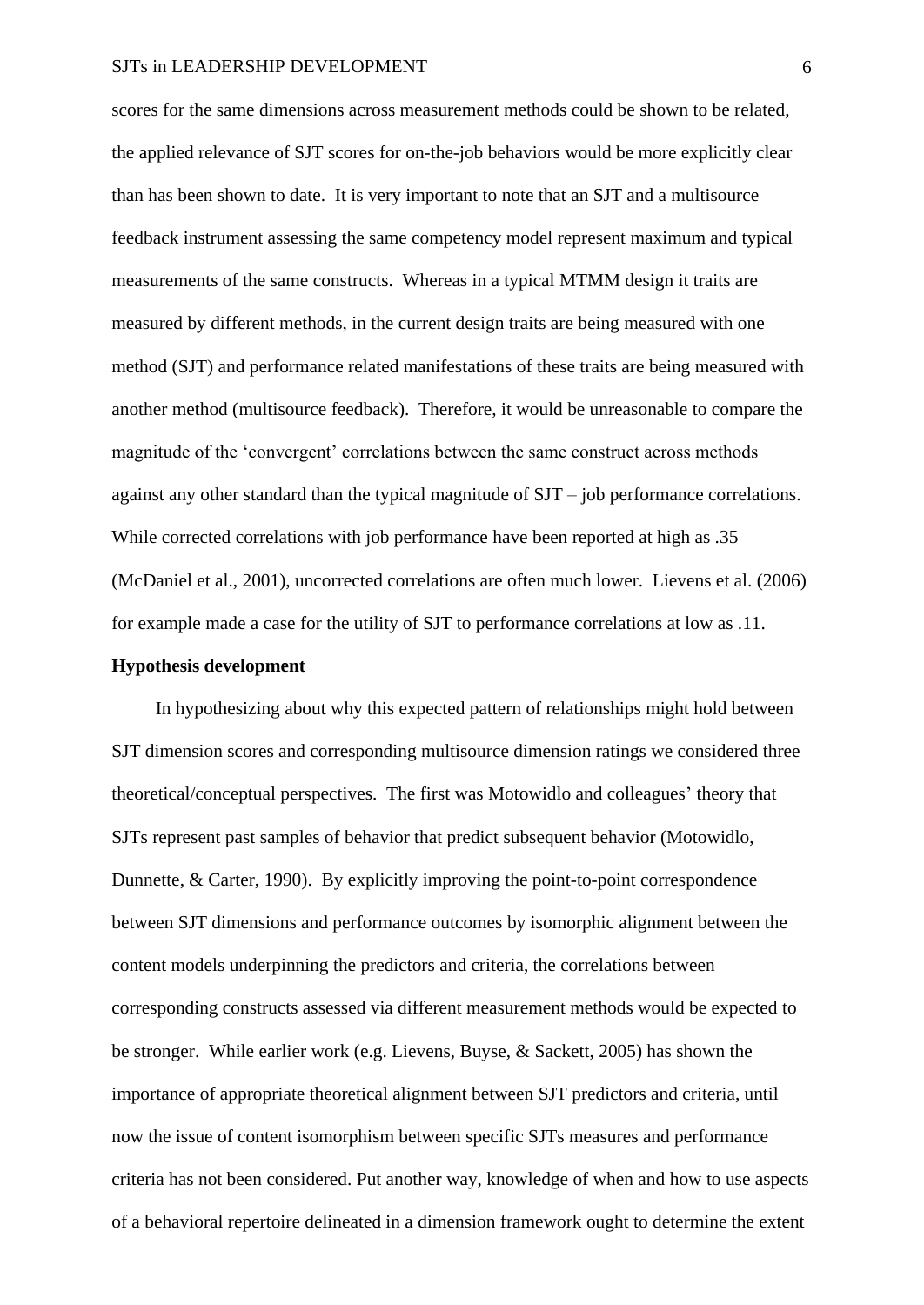scores for the same dimensions across measurement methods could be shown to be related, the applied relevance of SJT scores for on-the-job behaviors would be more explicitly clear than has been shown to date. It is very important to note that an SJT and a multisource feedback instrument assessing the same competency model represent maximum and typical measurements of the same constructs. Whereas in a typical MTMM design it traits are measured by different methods, in the current design traits are being measured with one method (SJT) and performance related manifestations of these traits are being measured with another method (multisource feedback). Therefore, it would be unreasonable to compare the magnitude of the 'convergent' correlations between the same construct across methods against any other standard than the typical magnitude of SJT – job performance correlations. While corrected correlations with job performance have been reported at high as .35 (McDaniel et al., 2001), uncorrected correlations are often much lower. Lievens et al. (2006) for example made a case for the utility of SJT to performance correlations at low as .11.

**Hypothesis development**

In hypothesizing about why this expected pattern of relationships might hold between SJT dimension scores and corresponding multisource dimension ratings we considered three theoretical/conceptual perspectives. The first was Motowidlo and colleagues' theory that SJTs represent past samples of behavior that predict subsequent behavior (Motowidlo, Dunnette, & Carter, 1990). By explicitly improving the point-to-point correspondence between SJT dimensions and performance outcomes by isomorphic alignment between the content models underpinning the predictors and criteria, the correlations between corresponding constructs assessed via different measurement methods would be expected to be stronger. While earlier work (e.g. Lievens, Buyse, & Sackett, 2005) has shown the importance of appropriate theoretical alignment between SJT predictors and criteria, until now the issue of content isomorphism between specific SJTs measures and performance criteria has not been considered. Put another way, knowledge of when and how to use aspects of a behavioral repertoire delineated in a dimension framework ought to determine the extent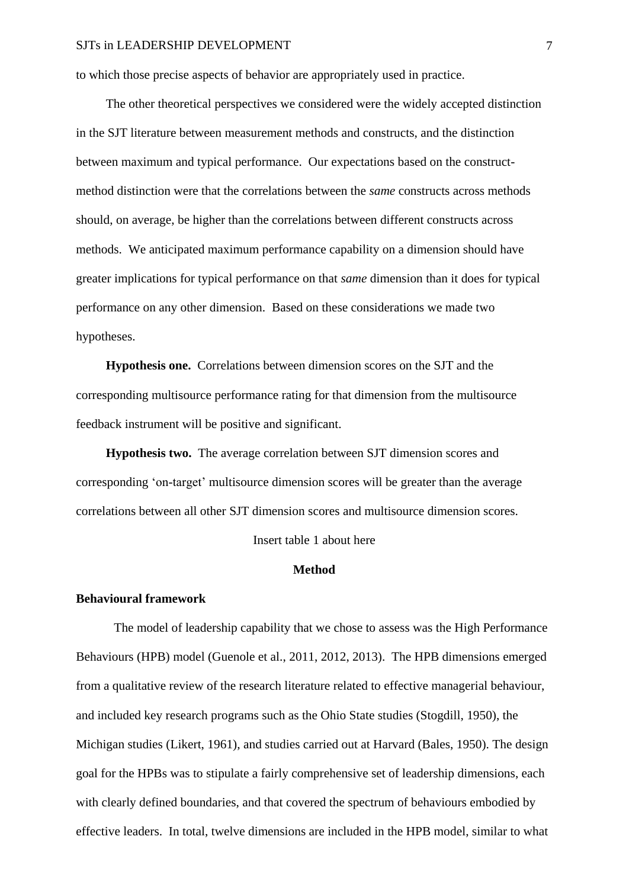to which those precise aspects of behavior are appropriately used in practice.

The other theoretical perspectives we considered were the widely accepted distinction in the SJT literature between measurement methods and constructs, and the distinction between maximum and typical performance. Our expectations based on the construct-method distinction were that the correlations between the *same* constructs across methods should, on average, be higher than the correlations between different constructs across methods. We anticipated maximum performance capability on a dimension should have greater implications for typical performance on that *same* dimension than it does for typical performance on any other dimension. Based on these considerations we made two hypotheses.

**Hypothesis one.** Correlations between dimension scores on the SJT and the corresponding multisource performance rating for that dimension from the multisource feedback instrument will be positive and significant.

**Hypothesis two.** The average correlation between SJT dimension scores and corresponding 'on-target' multisource dimension scores will be greater than the average correlations between all other SJT dimension scores and multisource dimension scores.

Insert table 1 about here

## Method

### Behavioural framework

The model of leadership capability that we chose to assess was the High Performance Behaviours (HPB) model (Guenole et al., 2011, 2012, 2013). The HPB dimensions emerged from a qualitative review of the research literature related to effective managerial behaviour, and included key research programs such as the Ohio State studies (Stogdill, 1950), the Michigan studies (Likert, 1961), and studies carried out at Harvard (Bales, 1950). The design goal for the HPBs was to stipulate a fairly comprehensive set of leadership dimensions, each with clearly defined boundaries, and that covered the spectrum of behaviours embodied by effective leaders. In total, twelve dimensions are included in the HPB model, similar to what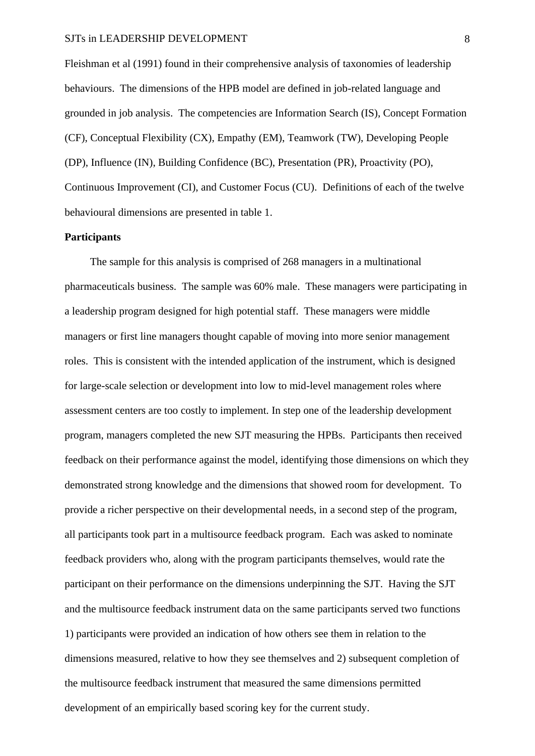Fleishman et al (1991) found in their comprehensive analysis of taxonomies of leadership behaviours. The dimensions of the HPB model are defined in job-related language and grounded in job analysis. The competencies are Information Search (IS), Concept Formation (CF), Conceptual Flexibility (CX), Empathy (EM), Teamwork (TW), Developing People (DP), Influence (IN), Building Confidence (BC), Presentation (PR), Proactivity (PO), Continuous Improvement (CI), and Customer Focus (CU). Definitions of each of the twelve behavioural dimensions are presented in table 1.

**Participants**

The sample for this analysis is comprised of 268 managers in a multinational pharmaceuticals business. The sample was 60% male. These managers were participating in a leadership program designed for high potential staff. These managers were middle managers or first line managers thought capable of moving into more senior management roles. This is consistent with the intended application of the instrument, which is designed for large-scale selection or development into low to mid-level management roles where assessment centers are too costly to implement. In step one of the leadership development program, managers completed the new SJT measuring the HPBs. Participants then received feedback on their performance against the model, identifying those dimensions on which they demonstrated strong knowledge and the dimensions that showed room for development. To provide a richer perspective on their developmental needs, in a second step of the program, all participants took part in a multisource feedback program. Each was asked to nominate feedback providers who, along with the program participants themselves, would rate the participant on their performance on the dimensions underpinning the SJT. Having the SJT and the multisource feedback instrument data on the same participants served two functions 1) participants were provided an indication of how others see them in relation to the dimensions measured, relative to how they see themselves and 2) subsequent completion of the multisource feedback instrument that measured the same dimensions permitted development of an empirically based scoring key for the current study.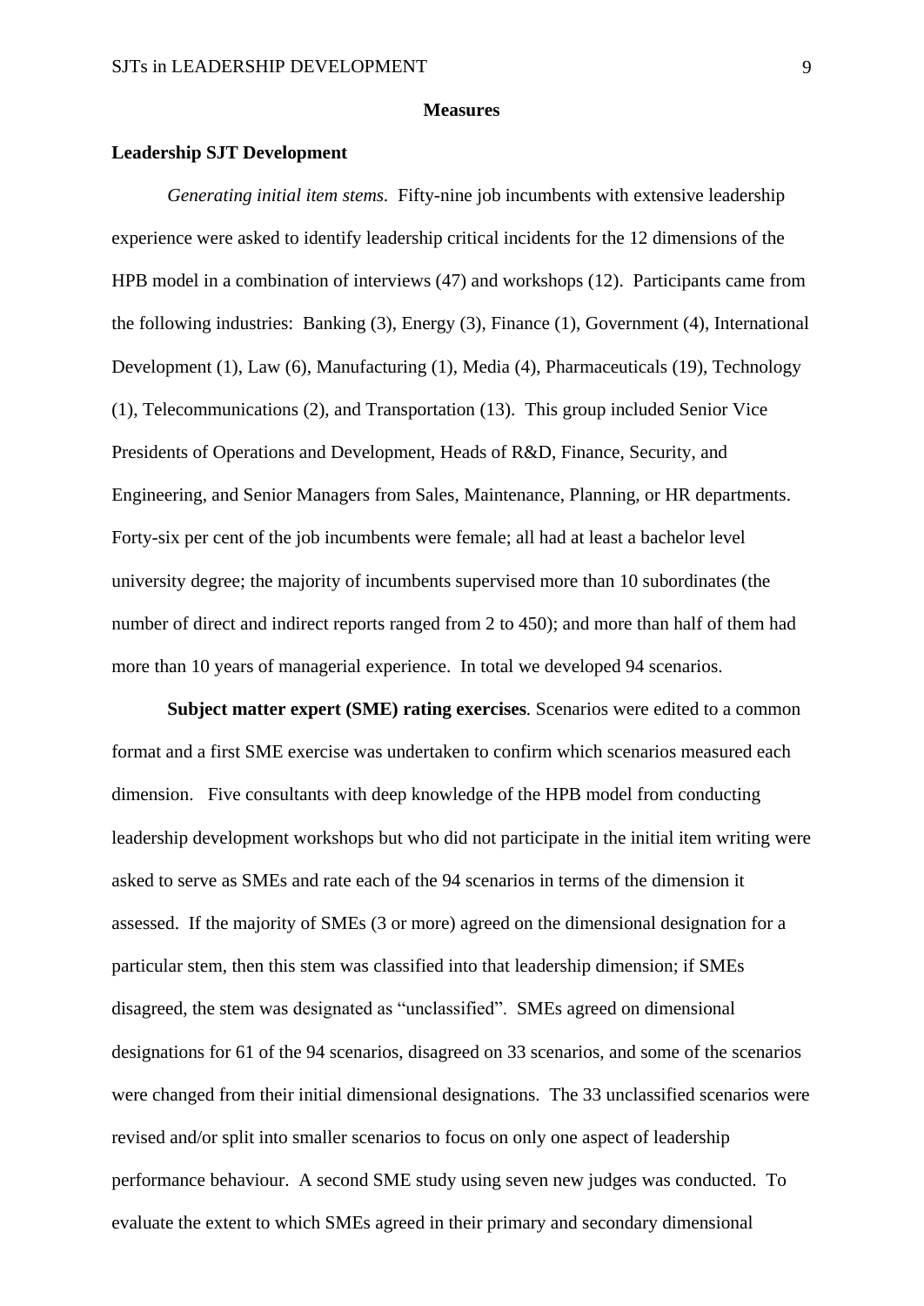## Measures

### Leadership SJT Development

*Generating initial item stems.* Fifty-nine job incumbents with extensive leadership experience were asked to identify leadership critical incidents for the 12 dimensions of the HPB model in a combination of interviews (47) and workshops (12). Participants came from the following industries: Banking (3), Energy (3), Finance (1), Government (4), International Development (1), Law (6), Manufacturing (1), Media (4), Pharmaceuticals (19), Technology (1), Telecommunications (2), and Transportation (13). This group included Senior Vice Presidents of Operations and Development, Heads of R&D, Finance, Security, and Engineering, and Senior Managers from Sales, Maintenance, Planning, or HR departments. Forty-six per cent of the job incumbents were female; all had at least a bachelor level university degree; the majority of incumbents supervised more than 10 subordinates (the number of direct and indirect reports ranged from 2 to 450); and more than half of them had more than 10 years of managerial experience. In total we developed 94 scenarios.

**Subject matter expert (SME) rating exercises**. Scenarios were edited to a common format and a first SME exercise was undertaken to confirm which scenarios measured each dimension. Five consultants with deep knowledge of the HPB model from conducting leadership development workshops but who did not participate in the initial item writing were asked to serve as SMEs and rate each of the 94 scenarios in terms of the dimension it assessed. If the majority of SMEs (3 or more) agreed on the dimensional designation for a particular stem, then this stem was classified into that leadership dimension; if SMEs disagreed, the stem was designated as "unclassified". SMEs agreed on dimensional designations for 61 of the 94 scenarios, disagreed on 33 scenarios, and some of the scenarios were changed from their initial dimensional designations. The 33 unclassified scenarios were revised and/or split into smaller scenarios to focus on only one aspect of leadership performance behaviour. A second SME study using seven new judges was conducted. To evaluate the extent to which SMEs agreed in their primary and secondary dimensional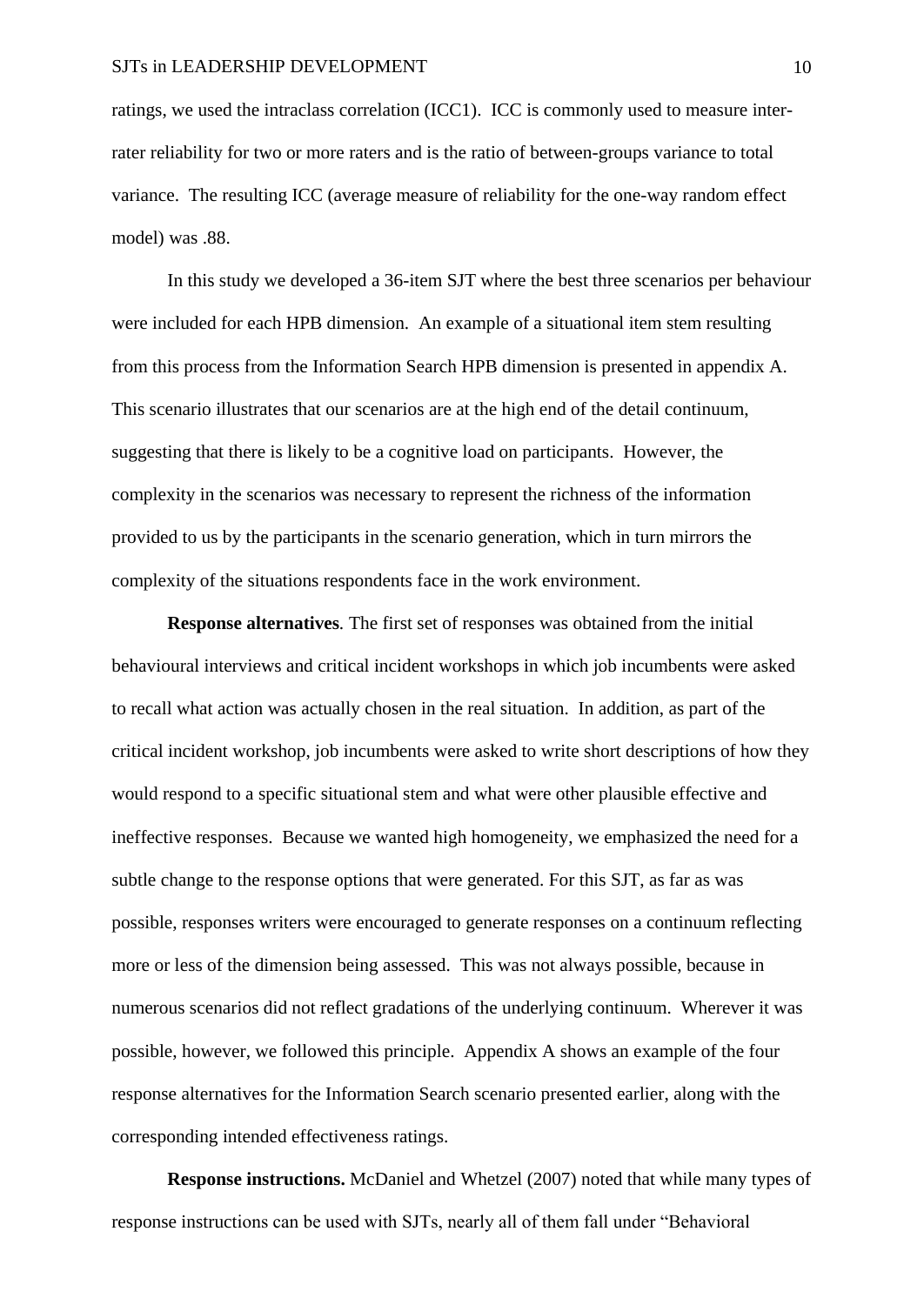ratings, we used the intraclass correlation (ICC1). ICC is commonly used to measure inter-rater reliability for two or more raters and is the ratio of between-groups variance to total variance. The resulting ICC (average measure of reliability for the one-way random effect model) was .88.

In this study we developed a 36-item SJT where the best three scenarios per behaviour were included for each HPB dimension. An example of a situational item stem resulting from this process from the Information Search HPB dimension is presented in appendix A. This scenario illustrates that our scenarios are at the high end of the detail continuum, suggesting that there is likely to be a cognitive load on participants. However, the complexity in the scenarios was necessary to represent the richness of the information provided to us by the participants in the scenario generation, which in turn mirrors the complexity of the situations respondents face in the work environment.

**Response alternatives**. The first set of responses was obtained from the initial behavioural interviews and critical incident workshops in which job incumbents were asked to recall what action was actually chosen in the real situation. In addition, as part of the critical incident workshop, job incumbents were asked to write short descriptions of how they would respond to a specific situational stem and what were other plausible effective and ineffective responses. Because we wanted high homogeneity, we emphasized the need for a subtle change to the response options that were generated. For this SJT, as far as was possible, responses writers were encouraged to generate responses on a continuum reflecting more or less of the dimension being assessed. This was not always possible, because in numerous scenarios did not reflect gradations of the underlying continuum. Wherever it was possible, however, we followed this principle. Appendix A shows an example of the four response alternatives for the Information Search scenario presented earlier, along with the corresponding intended effectiveness ratings.

**Response instructions.** McDaniel and Whetzel (2007) noted that while many types of response instructions can be used with SJTs, nearly all of them fall under "Behavioral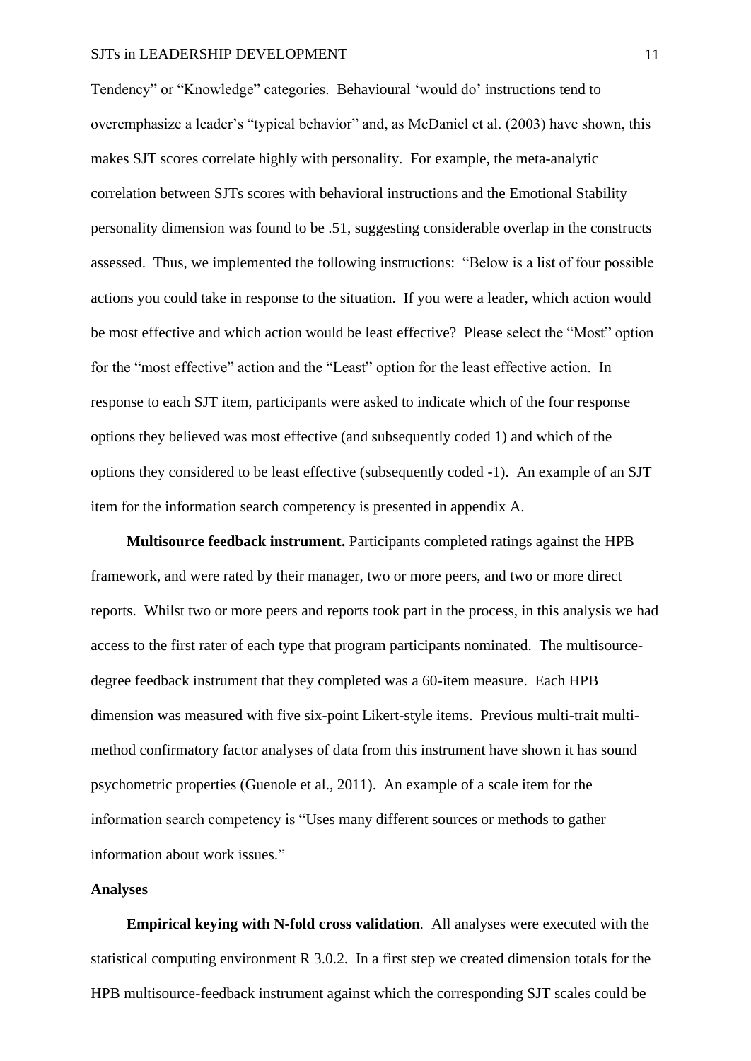Tendency" or "Knowledge" categories. Behavioural 'would do' instructions tend to overemphasize a leader's "typical behavior" and, as McDaniel et al. (2003) have shown, this makes SJT scores correlate highly with personality. For example, the meta-analytic correlation between SJTs scores with behavioral instructions and the Emotional Stability personality dimension was found to be .51, suggesting considerable overlap in the constructs assessed. Thus, we implemented the following instructions: "Below is a list of four possible actions you could take in response to the situation. If you were a leader, which action would be most effective and which action would be least effective? Please select the "Most" option for the "most effective" action and the "Least" option for the least effective action. In response to each SJT item, participants were asked to indicate which of the four response options they believed was most effective (and subsequently coded 1) and which of the options they considered to be least effective (subsequently coded -1). An example of an SJT item for the information search competency is presented in appendix A.

**Multisource feedback instrument.** Participants completed ratings against the HPB framework, and were rated by their manager, two or more peers, and two or more direct reports. Whilst two or more peers and reports took part in the process, in this analysis we had access to the first rater of each type that program participants nominated. The multisource-degree feedback instrument that they completed was a 60-item measure. Each HPB dimension was measured with five six-point Likert-style items. Previous multi-trait multi-method confirmatory factor analyses of data from this instrument have shown it has sound psychometric properties (Guenole et al., 2011). An example of a scale item for the information search competency is "Uses many different sources or methods to gather information about work issues."

**Analyses**

**Empirical keying with N-fold cross validation***.* All analyses were executed with the statistical computing environment R 3.0.2. In a first step we created dimension totals for the HPB multisource-feedback instrument against which the corresponding SJT scales could be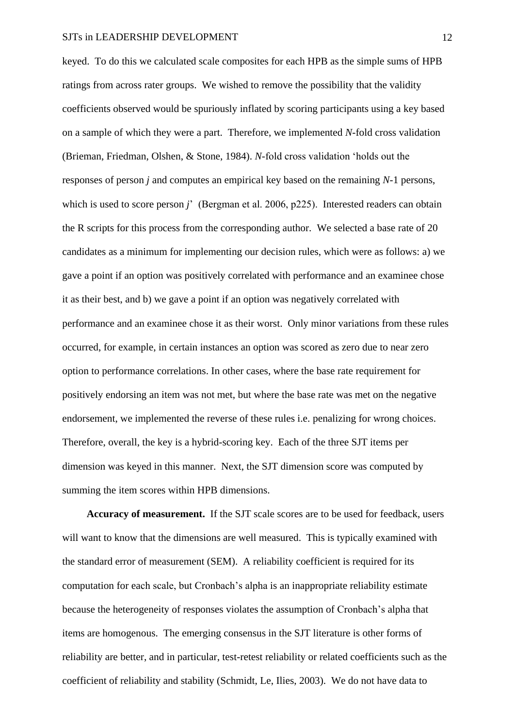keyed. To do this we calculated scale composites for each HPB as the simple sums of HPB ratings from across rater groups. We wished to remove the possibility that the validity coefficients observed would be spuriously inflated by scoring participants using a key based on a sample of which they were a part. Therefore, we implemented *N*-fold cross validation (Brieman, Friedman, Olshen, & Stone, 1984). *N*-fold cross validation 'holds out the responses of person *j* and computes an empirical key based on the remaining *N*-1 persons, which is used to score person *j*' (Bergman et al. 2006, p225). Interested readers can obtain the R scripts for this process from the corresponding author. We selected a base rate of 20 candidates as a minimum for implementing our decision rules, which were as follows: a) we gave a point if an option was positively correlated with performance and an examinee chose it as their best, and b) we gave a point if an option was negatively correlated with performance and an examinee chose it as their worst. Only minor variations from these rules occurred, for example, in certain instances an option was scored as zero due to near zero option to performance correlations. In other cases, where the base rate requirement for positively endorsing an item was not met, but where the base rate was met on the negative endorsement, we implemented the reverse of these rules i.e. penalizing for wrong choices. Therefore, overall, the key is a hybrid-scoring key. Each of the three SJT items per dimension was keyed in this manner. Next, the SJT dimension score was computed by summing the item scores within HPB dimensions.

**Accuracy of measurement.** If the SJT scale scores are to be used for feedback, users will want to know that the dimensions are well measured. This is typically examined with the standard error of measurement (SEM). A reliability coefficient is required for its computation for each scale, but Cronbach's alpha is an inappropriate reliability estimate because the heterogeneity of responses violates the assumption of Cronbach's alpha that items are homogenous. The emerging consensus in the SJT literature is other forms of reliability are better, and in particular, test-retest reliability or related coefficients such as the coefficient of reliability and stability (Schmidt, Le, Ilies, 2003). We do not have data to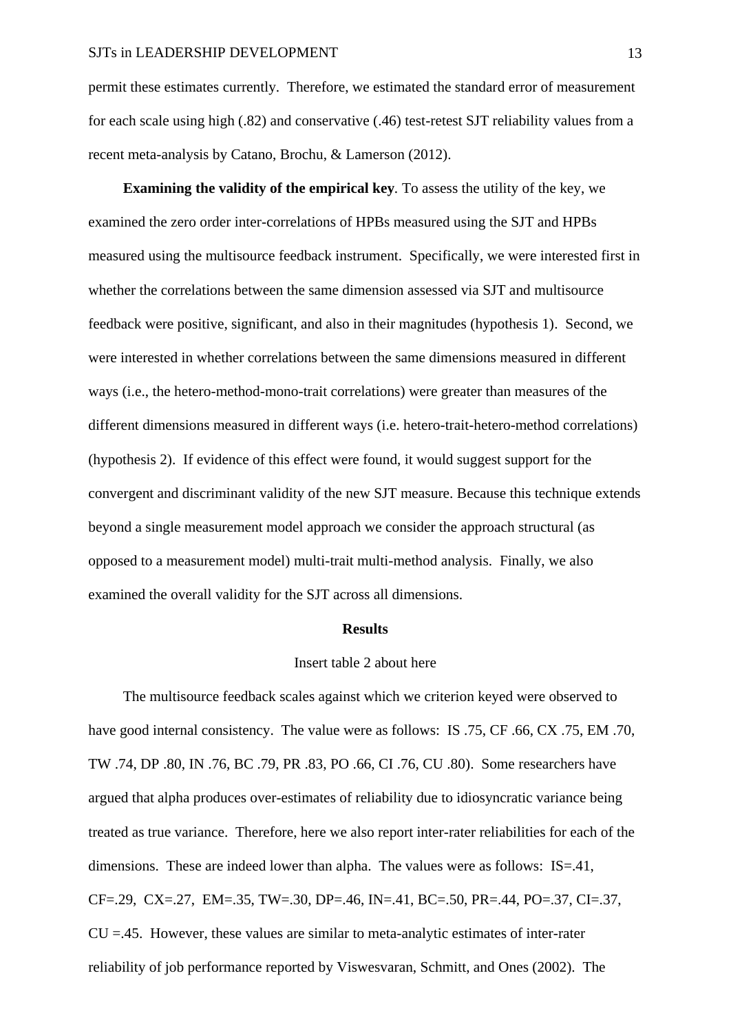permit these estimates currently. Therefore, we estimated the standard error of measurement for each scale using high (.82) and conservative (.46) test-retest SJT reliability values from a recent meta-analysis by Catano, Brochu, & Lamerson (2012).

**Examining the validity of the empirical key**. To assess the utility of the key, we examined the zero order inter-correlations of HPBs measured using the SJT and HPBs measured using the multisource feedback instrument. Specifically, we were interested first in whether the correlations between the same dimension assessed via SJT and multisource feedback were positive, significant, and also in their magnitudes (hypothesis 1). Second, we were interested in whether correlations between the same dimensions measured in different ways (i.e., the hetero-method-mono-trait correlations) were greater than measures of the different dimensions measured in different ways (i.e. hetero-trait-hetero-method correlations) (hypothesis 2). If evidence of this effect were found, it would suggest support for the convergent and discriminant validity of the new SJT measure. Because this technique extends beyond a single measurement model approach we consider the approach structural (as opposed to a measurement model) multi-trait multi-method analysis. Finally, we also examined the overall validity for the SJT across all dimensions.

## Results

Insert table 2 about here

The multisource feedback scales against which we criterion keyed were observed to have good internal consistency. The value were as follows: IS .75, CF .66, CX .75, EM .70, TW .74, DP .80, IN .76, BC .79, PR .83, PO .66, CI .76, CU .80). Some researchers have argued that alpha produces over-estimates of reliability due to idiosyncratic variance being treated as true variance. Therefore, here we also report inter-rater reliabilities for each of the dimensions. These are indeed lower than alpha. The values were as follows: IS=.41, CF=.29, CX=.27, EM=.35, TW=.30, DP=.46, IN=.41, BC=.50, PR=.44, PO=.37, CI=.37, CU =.45. However, these values are similar to meta-analytic estimates of inter-rater reliability of job performance reported by Viswesvaran, Schmitt, and Ones (2002). The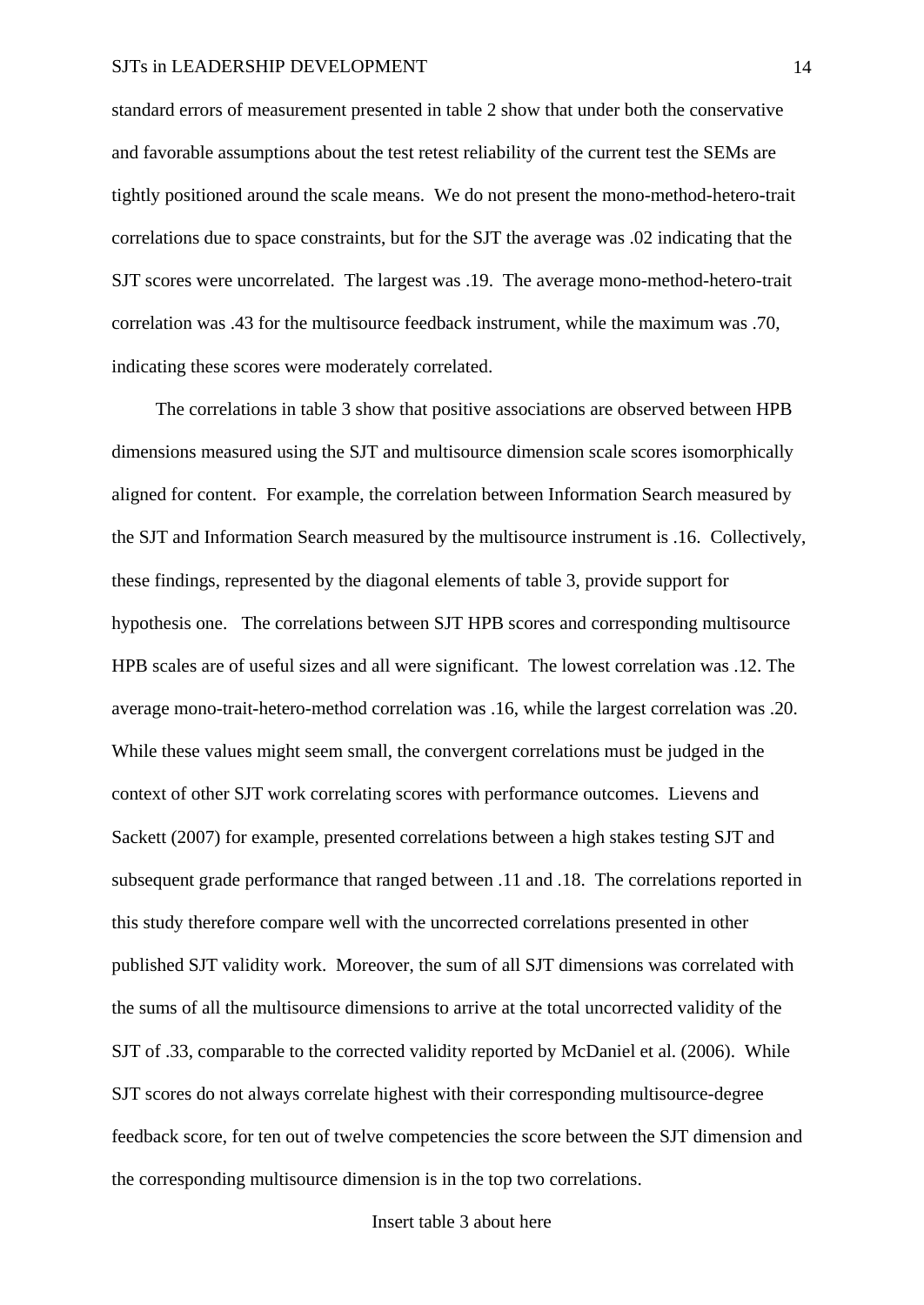standard errors of measurement presented in table 2 show that under both the conservative and favorable assumptions about the test retest reliability of the current test the SEMs are tightly positioned around the scale means. We do not present the mono-method-hetero-trait correlations due to space constraints, but for the SJT the average was .02 indicating that the SJT scores were uncorrelated. The largest was .19. The average mono-method-hetero-trait correlation was .43 for the multisource feedback instrument, while the maximum was .70, indicating these scores were moderately correlated.

The correlations in table 3 show that positive associations are observed between HPB dimensions measured using the SJT and multisource dimension scale scores isomorphically aligned for content. For example, the correlation between Information Search measured by the SJT and Information Search measured by the multisource instrument is .16. Collectively, these findings, represented by the diagonal elements of table 3, provide support for hypothesis one. The correlations between SJT HPB scores and corresponding multisource HPB scales are of useful sizes and all were significant. The lowest correlation was .12. The average mono-trait-hetero-method correlation was .16, while the largest correlation was .20. While these values might seem small, the convergent correlations must be judged in the context of other SJT work correlating scores with performance outcomes. Lievens and Sackett (2007) for example, presented correlations between a high stakes testing SJT and subsequent grade performance that ranged between .11 and .18. The correlations reported in this study therefore compare well with the uncorrected correlations presented in other published SJT validity work. Moreover, the sum of all SJT dimensions was correlated with the sums of all the multisource dimensions to arrive at the total uncorrected validity of the SJT of .33, comparable to the corrected validity reported by McDaniel et al. (2006). While SJT scores do not always correlate highest with their corresponding multisource-degree feedback score, for ten out of twelve competencies the score between the SJT dimension and the corresponding multisource dimension is in the top two correlations.

Insert table 3 about here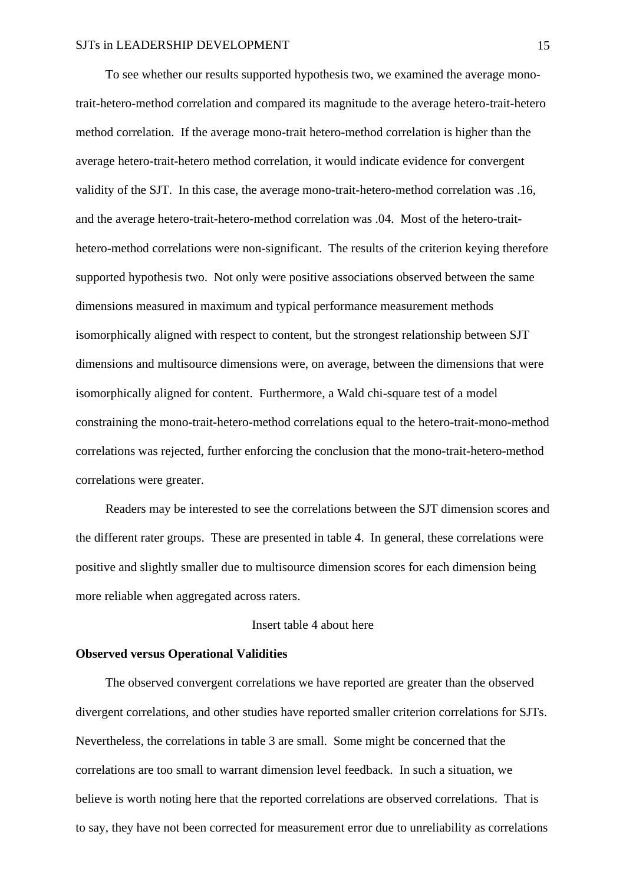To see whether our results supported hypothesis two, we examined the average mono-trait-hetero-method correlation and compared its magnitude to the average hetero-trait-hetero method correlation. If the average mono-trait hetero-method correlation is higher than the average hetero-trait-hetero method correlation, it would indicate evidence for convergent validity of the SJT. In this case, the average mono-trait-hetero-method correlation was .16, and the average hetero-trait-hetero-method correlation was .04. Most of the hetero-trait-hetero-method correlations were non-significant. The results of the criterion keying therefore supported hypothesis two. Not only were positive associations observed between the same dimensions measured in maximum and typical performance measurement methods isomorphically aligned with respect to content, but the strongest relationship between SJT dimensions and multisource dimensions were, on average, between the dimensions that were isomorphically aligned for content. Furthermore, a Wald chi-square test of a model constraining the mono-trait-hetero-method correlations equal to the hetero-trait-mono-method correlations was rejected, further enforcing the conclusion that the mono-trait-hetero-method correlations were greater.

Readers may be interested to see the correlations between the SJT dimension scores and the different rater groups. These are presented in table 4. In general, these correlations were positive and slightly smaller due to multisource dimension scores for each dimension being more reliable when aggregated across raters.

Insert table 4 about here

**Observed versus Operational Validities**

The observed convergent correlations we have reported are greater than the observed divergent correlations, and other studies have reported smaller criterion correlations for SJTs. Nevertheless, the correlations in table 3 are small. Some might be concerned that the correlations are too small to warrant dimension level feedback. In such a situation, we believe is worth noting here that the reported correlations are observed correlations. That is to say, they have not been corrected for measurement error due to unreliability as correlations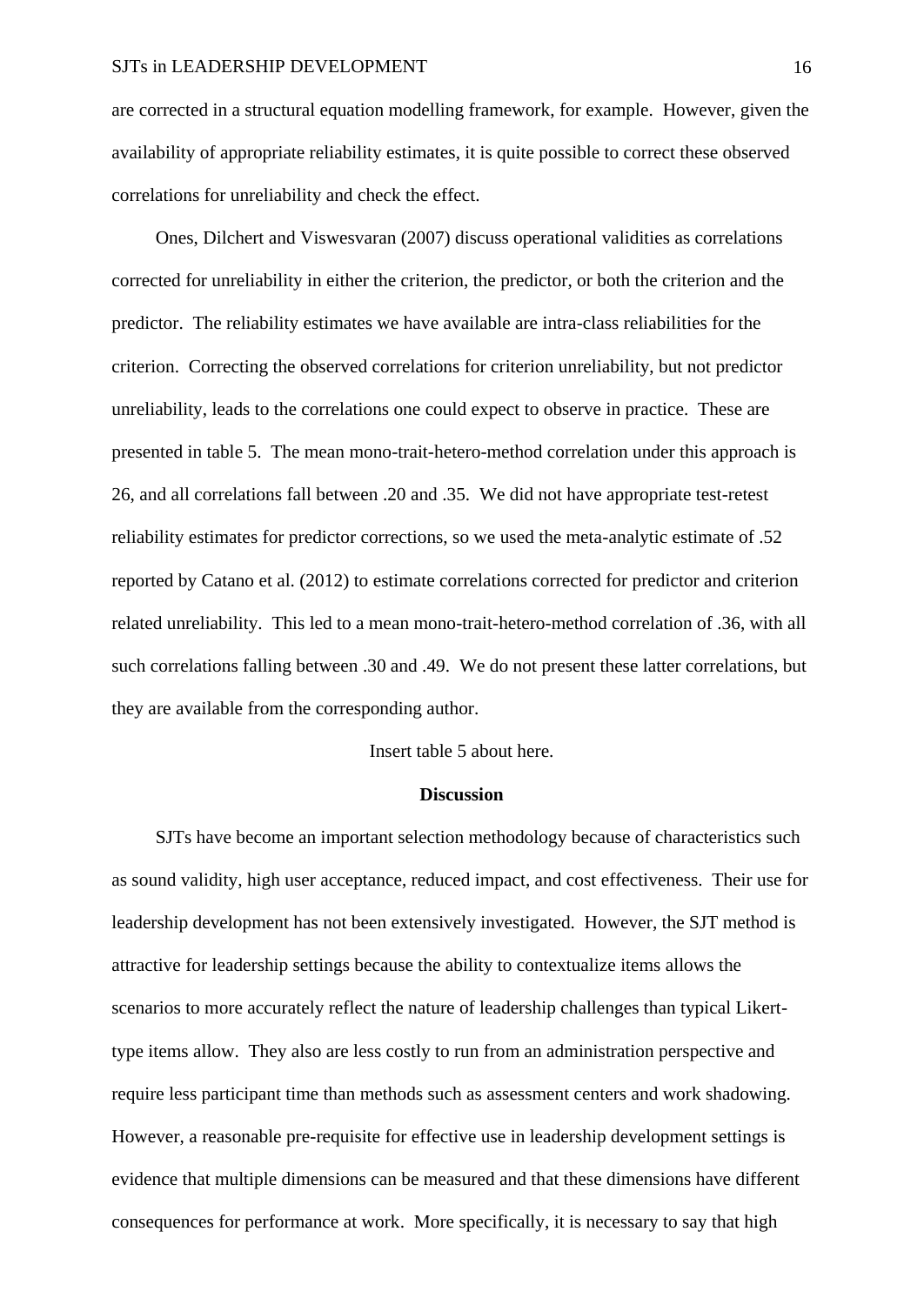are corrected in a structural equation modelling framework, for example. However, given the availability of appropriate reliability estimates, it is quite possible to correct these observed correlations for unreliability and check the effect.

Ones, Dilchert and Viswesvaran (2007) discuss operational validities as correlations corrected for unreliability in either the criterion, the predictor, or both the criterion and the predictor. The reliability estimates we have available are intra-class reliabilities for the criterion. Correcting the observed correlations for criterion unreliability, but not predictor unreliability, leads to the correlations one could expect to observe in practice. These are presented in table 5. The mean mono-trait-hetero-method correlation under this approach is 26, and all correlations fall between .20 and .35. We did not have appropriate test-retest reliability estimates for predictor corrections, so we used the meta-analytic estimate of .52 reported by Catano et al. (2012) to estimate correlations corrected for predictor and criterion related unreliability. This led to a mean mono-trait-hetero-method correlation of .36, with all such correlations falling between .30 and .49. We do not present these latter correlations, but they are available from the corresponding author.

Insert table 5 about here.

## Discussion

SJTs have become an important selection methodology because of characteristics such as sound validity, high user acceptance, reduced impact, and cost effectiveness. Their use for leadership development has not been extensively investigated. However, the SJT method is attractive for leadership settings because the ability to contextualize items allows the scenarios to more accurately reflect the nature of leadership challenges than typical Likert-type items allow. They also are less costly to run from an administration perspective and require less participant time than methods such as assessment centers and work shadowing. However, a reasonable pre-requisite for effective use in leadership development settings is evidence that multiple dimensions can be measured and that these dimensions have different consequences for performance at work. More specifically, it is necessary to say that high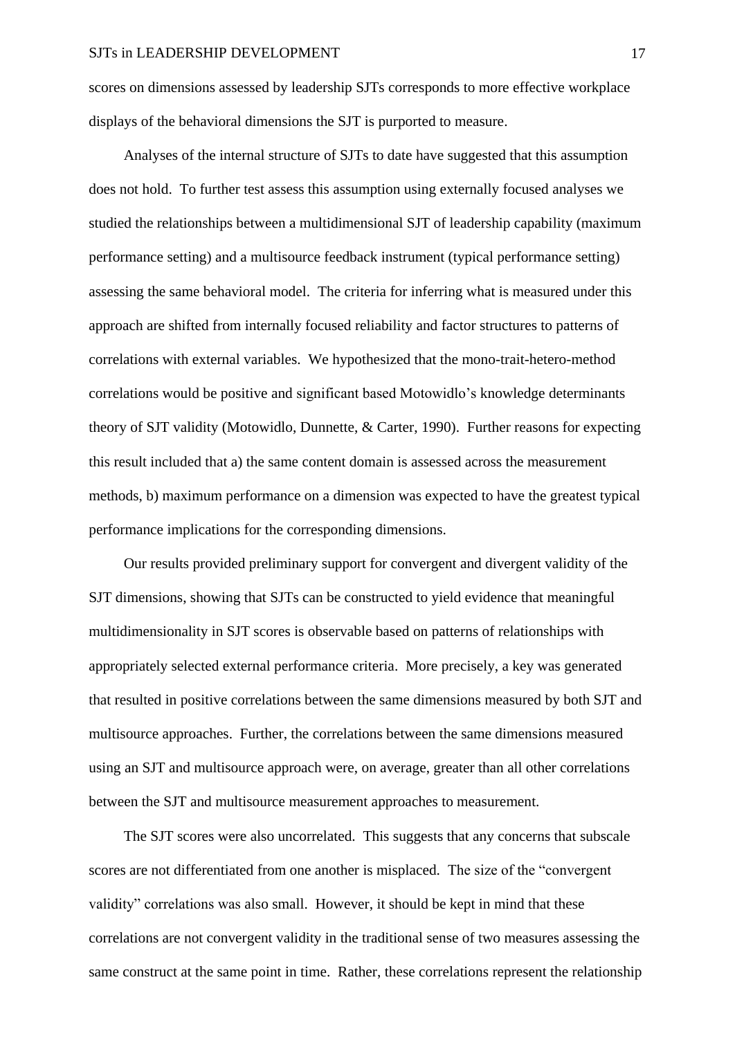scores on dimensions assessed by leadership SJTs corresponds to more effective workplace displays of the behavioral dimensions the SJT is purported to measure.

Analyses of the internal structure of SJTs to date have suggested that this assumption does not hold. To further test assess this assumption using externally focused analyses we studied the relationships between a multidimensional SJT of leadership capability (maximum performance setting) and a multisource feedback instrument (typical performance setting) assessing the same behavioral model. The criteria for inferring what is measured under this approach are shifted from internally focused reliability and factor structures to patterns of correlations with external variables. We hypothesized that the mono-trait-hetero-method correlations would be positive and significant based Motowidlo's knowledge determinants theory of SJT validity (Motowidlo, Dunnette, & Carter, 1990). Further reasons for expecting this result included that a) the same content domain is assessed across the measurement methods, b) maximum performance on a dimension was expected to have the greatest typical performance implications for the corresponding dimensions.

Our results provided preliminary support for convergent and divergent validity of the SJT dimensions, showing that SJTs can be constructed to yield evidence that meaningful multidimensionality in SJT scores is observable based on patterns of relationships with appropriately selected external performance criteria. More precisely, a key was generated that resulted in positive correlations between the same dimensions measured by both SJT and multisource approaches. Further, the correlations between the same dimensions measured using an SJT and multisource approach were, on average, greater than all other correlations between the SJT and multisource measurement approaches to measurement.

The SJT scores were also uncorrelated. This suggests that any concerns that subscale scores are not differentiated from one another is misplaced. The size of the "convergent validity" correlations was also small. However, it should be kept in mind that these correlations are not convergent validity in the traditional sense of two measures assessing the same construct at the same point in time. Rather, these correlations represent the relationship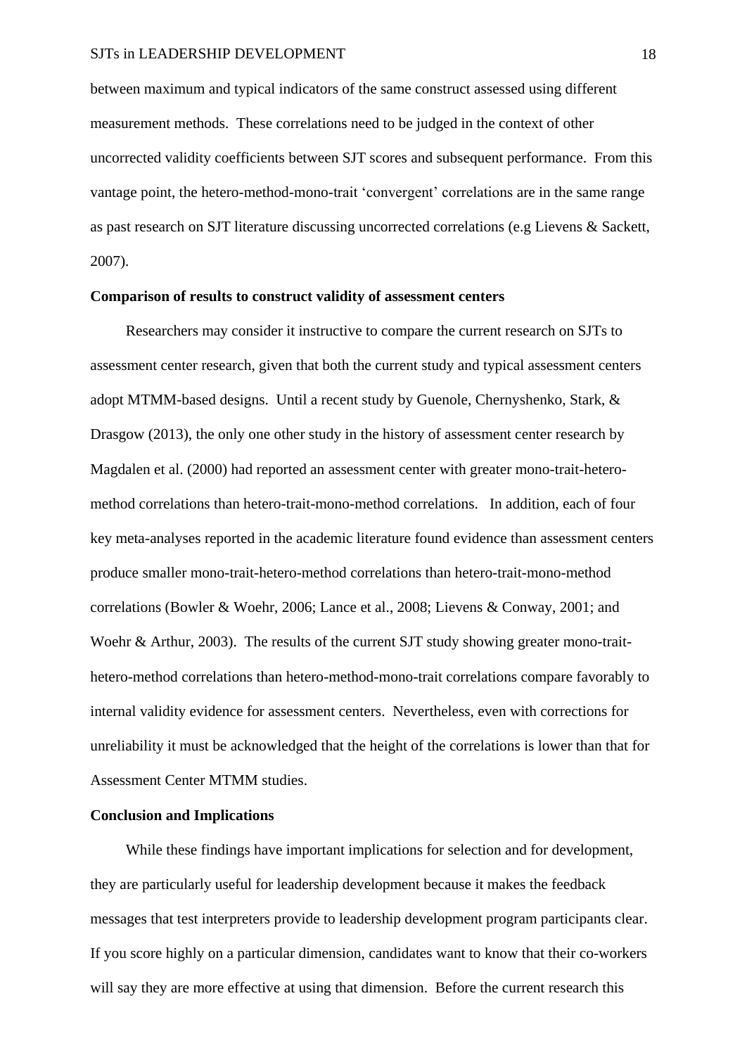between maximum and typical indicators of the same construct assessed using different measurement methods. These correlations need to be judged in the context of other uncorrected validity coefficients between SJT scores and subsequent performance. From this vantage point, the hetero-method-mono-trait 'convergent' correlations are in the same range as past research on SJT literature discussing uncorrected correlations (e.g Lievens & Sackett, 2007).

**Comparison of results to construct validity of assessment centers**

Researchers may consider it instructive to compare the current research on SJTs to assessment center research, given that both the current study and typical assessment centers adopt MTMM-based designs. Until a recent study by Guenole, Chernyshenko, Stark, & Drasgow (2013), the only one other study in the history of assessment center research by Magdalen et al. (2000) had reported an assessment center with greater mono-trait-hetero-method correlations than hetero-trait-mono-method correlations. In addition, each of four key meta-analyses reported in the academic literature found evidence than assessment centers produce smaller mono-trait-hetero-method correlations than hetero-trait-mono-method correlations (Bowler & Woehr, 2006; Lance et al., 2008; Lievens & Conway, 2001; and Woehr & Arthur, 2003). The results of the current SJT study showing greater mono-trait-hetero-method correlations than hetero-method-mono-trait correlations compare favorably to internal validity evidence for assessment centers. Nevertheless, even with corrections for unreliability it must be acknowledged that the height of the correlations is lower than that for Assessment Center MTMM studies.

**Conclusion and Implications**

While these findings have important implications for selection and for development, they are particularly useful for leadership development because it makes the feedback messages that test interpreters provide to leadership development program participants clear. If you score highly on a particular dimension, candidates want to know that their co-workers will say they are more effective at using that dimension. Before the current research this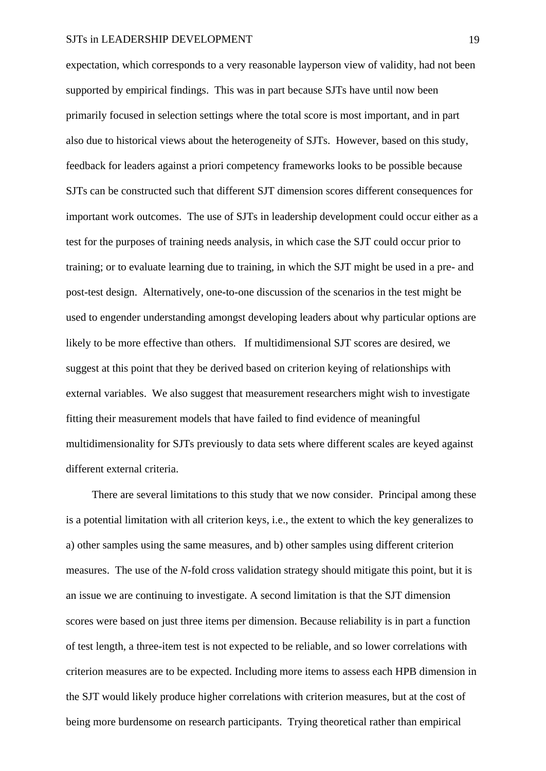expectation, which corresponds to a very reasonable layperson view of validity, had not been supported by empirical findings. This was in part because SJTs have until now been primarily focused in selection settings where the total score is most important, and in part also due to historical views about the heterogeneity of SJTs. However, based on this study, feedback for leaders against a priori competency frameworks looks to be possible because SJTs can be constructed such that different SJT dimension scores different consequences for important work outcomes. The use of SJTs in leadership development could occur either as a test for the purposes of training needs analysis, in which case the SJT could occur prior to training; or to evaluate learning due to training, in which the SJT might be used in a pre- and post-test design. Alternatively, one-to-one discussion of the scenarios in the test might be used to engender understanding amongst developing leaders about why particular options are likely to be more effective than others. If multidimensional SJT scores are desired, we suggest at this point that they be derived based on criterion keying of relationships with external variables. We also suggest that measurement researchers might wish to investigate fitting their measurement models that have failed to find evidence of meaningful multidimensionality for SJTs previously to data sets where different scales are keyed against different external criteria.

There are several limitations to this study that we now consider. Principal among these is a potential limitation with all criterion keys, i.e., the extent to which the key generalizes to a) other samples using the same measures, and b) other samples using different criterion measures. The use of the *N*-fold cross validation strategy should mitigate this point, but it is an issue we are continuing to investigate. A second limitation is that the SJT dimension scores were based on just three items per dimension. Because reliability is in part a function of test length, a three-item test is not expected to be reliable, and so lower correlations with criterion measures are to be expected. Including more items to assess each HPB dimension in the SJT would likely produce higher correlations with criterion measures, but at the cost of being more burdensome on research participants. Trying theoretical rather than empirical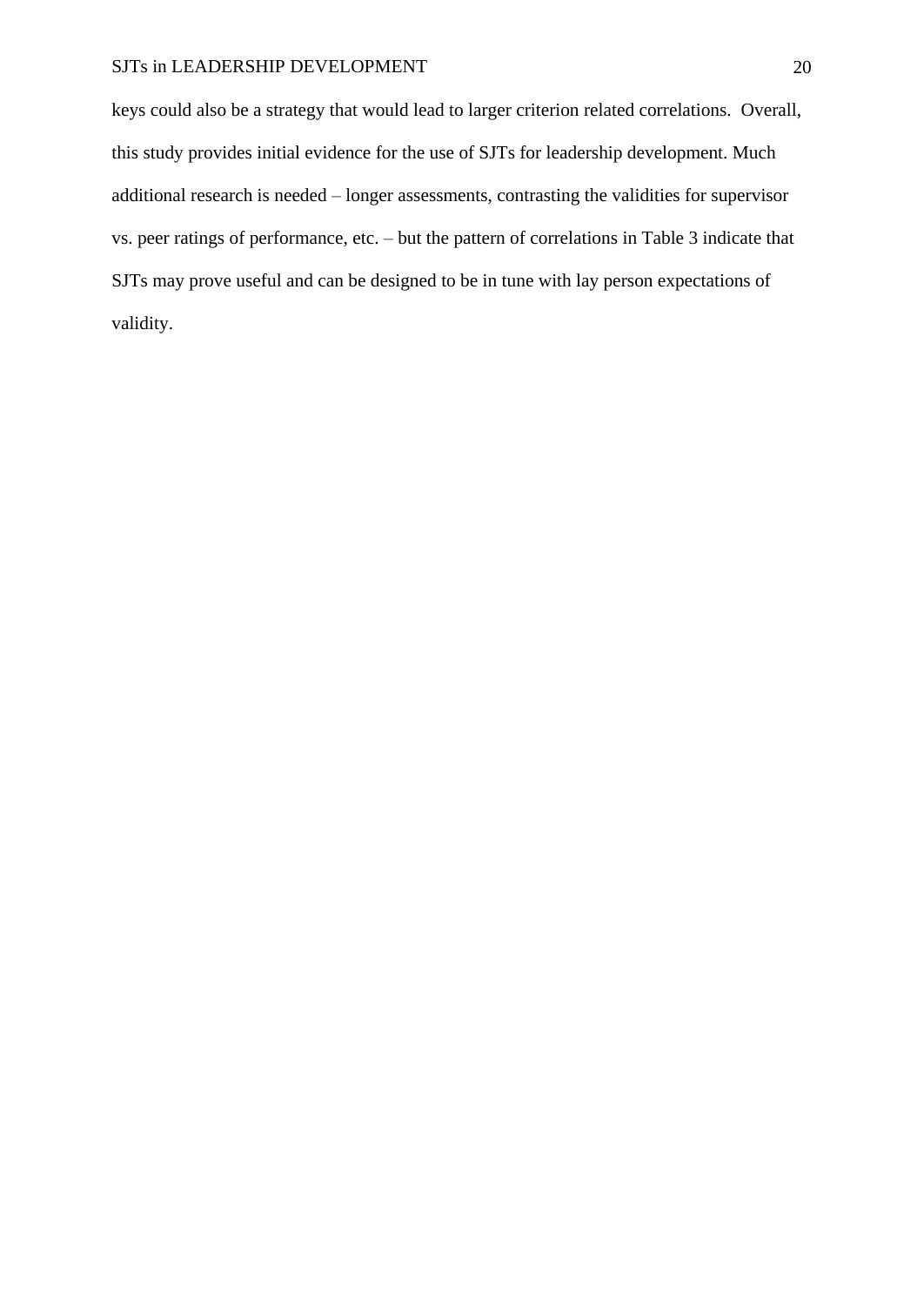keys could also be a strategy that would lead to larger criterion related correlations. Overall, this study provides initial evidence for the use of SJTs for leadership development. Much additional research is needed – longer assessments, contrasting the validities for supervisor vs. peer ratings of performance, etc. – but the pattern of correlations in Table 3 indicate that SJTs may prove useful and can be designed to be in tune with lay person expectations of validity.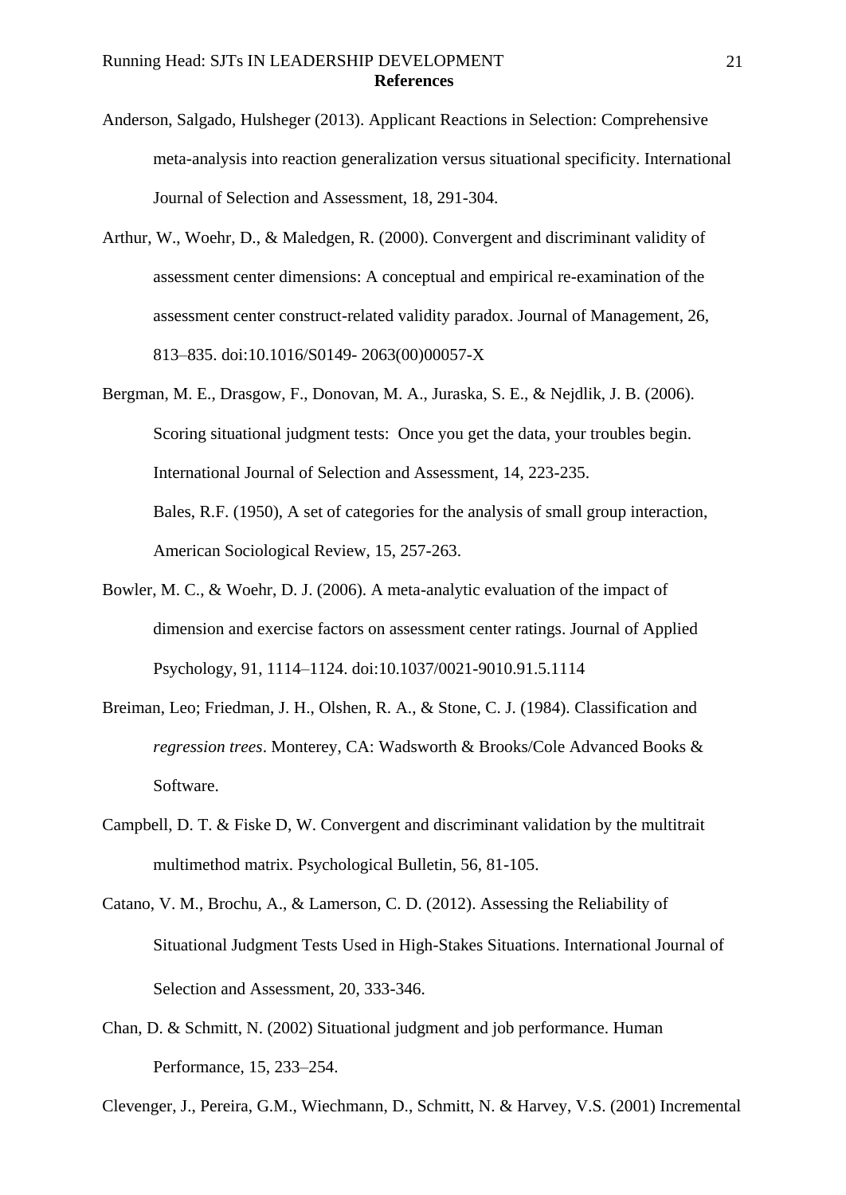# References

Anderson, Salgado, Hulsheger (2013). Applicant Reactions in Selection: Comprehensive meta-analysis into reaction generalization versus situational specificity. International Journal of Selection and Assessment, 18, 291-304.

Arthur, W., Woehr, D., & Maledgen, R. (2000). Convergent and discriminant validity of assessment center dimensions: A conceptual and empirical re-examination of the assessment center construct-related validity paradox. Journal of Management, 26, 813–835. doi:10.1016/S0149- 2063(00)00057-X

Bergman, M. E., Drasgow, F., Donovan, M. A., Juraska, S. E., & Nejdlik, J. B. (2006). Scoring situational judgment tests: Once you get the data, your troubles begin. International Journal of Selection and Assessment, 14, 223-235.

Bales, R.F. (1950), A set of categories for the analysis of small group interaction, American Sociological Review, 15, 257-263.

Bowler, M. C., & Woehr, D. J. (2006). A meta-analytic evaluation of the impact of dimension and exercise factors on assessment center ratings. Journal of Applied Psychology, 91, 1114–1124. doi:10.1037/0021-9010.91.5.1114

Breiman, Leo; Friedman, J. H., Olshen, R. A., & Stone, C. J. (1984). Classification and *regression trees*. Monterey, CA: Wadsworth & Brooks/Cole Advanced Books & Software.

Campbell, D. T. & Fiske D, W. Convergent and discriminant validation by the multitrait multimethod matrix. Psychological Bulletin, 56, 81-105.

Catano, V. M., Brochu, A., & Lamerson, C. D. (2012). Assessing the Reliability of Situational Judgment Tests Used in High-Stakes Situations. International Journal of Selection and Assessment, 20, 333-346.

Chan, D. & Schmitt, N. (2002) Situational judgment and job performance. Human Performance, 15, 233–254.

Clevenger, J., Pereira, G.M., Wiechmann, D., Schmitt, N. & Harvey, V.S. (2001) Incremental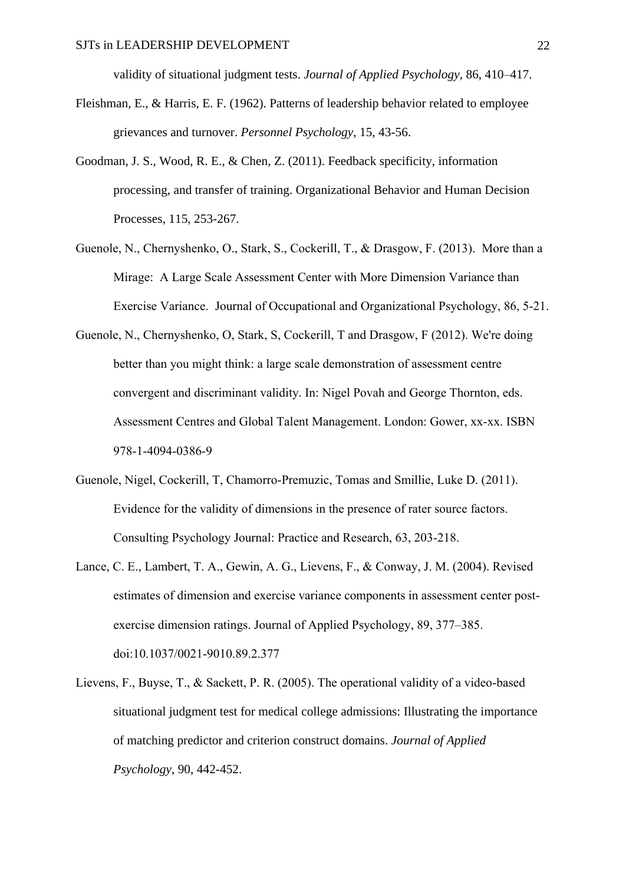validity of situational judgment tests. *Journal of Applied Psychology*, 86, 410–417.

Fleishman, E., & Harris, E. F. (1962). Patterns of leadership behavior related to employee grievances and turnover. *Personnel Psychology*, 15, 43-56.

Goodman, J. S., Wood, R. E., & Chen, Z. (2011). Feedback specificity, information processing, and transfer of training. Organizational Behavior and Human Decision Processes, 115, 253-267.

Guenole, N., Chernyshenko, O., Stark, S., Cockerill, T., & Drasgow, F. (2013). More than a Mirage: A Large Scale Assessment Center with More Dimension Variance than Exercise Variance. Journal of Occupational and Organizational Psychology, 86, 5-21.

Guenole, N., Chernyshenko, O, Stark, S, Cockerill, T and Drasgow, F (2012). We're doing better than you might think: a large scale demonstration of assessment centre convergent and discriminant validity. In: Nigel Povah and George Thornton, eds. Assessment Centres and Global Talent Management. London: Gower, xx-xx. ISBN 978-1-4094-0386-9

Guenole, Nigel, Cockerill, T, Chamorro-Premuzic, Tomas and Smillie, Luke D. (2011). Evidence for the validity of dimensions in the presence of rater source factors. Consulting Psychology Journal: Practice and Research, 63, 203-218.

Lance, C. E., Lambert, T. A., Gewin, A. G., Lievens, F., & Conway, J. M. (2004). Revised estimates of dimension and exercise variance components in assessment center post-exercise dimension ratings. Journal of Applied Psychology, 89, 377–385. doi:10.1037/0021-9010.89.2.377

Lievens, F., Buyse, T., & Sackett, P. R. (2005). The operational validity of a video-based situational judgment test for medical college admissions: Illustrating the importance of matching predictor and criterion construct domains. *Journal of Applied Psychology*, 90, 442-452.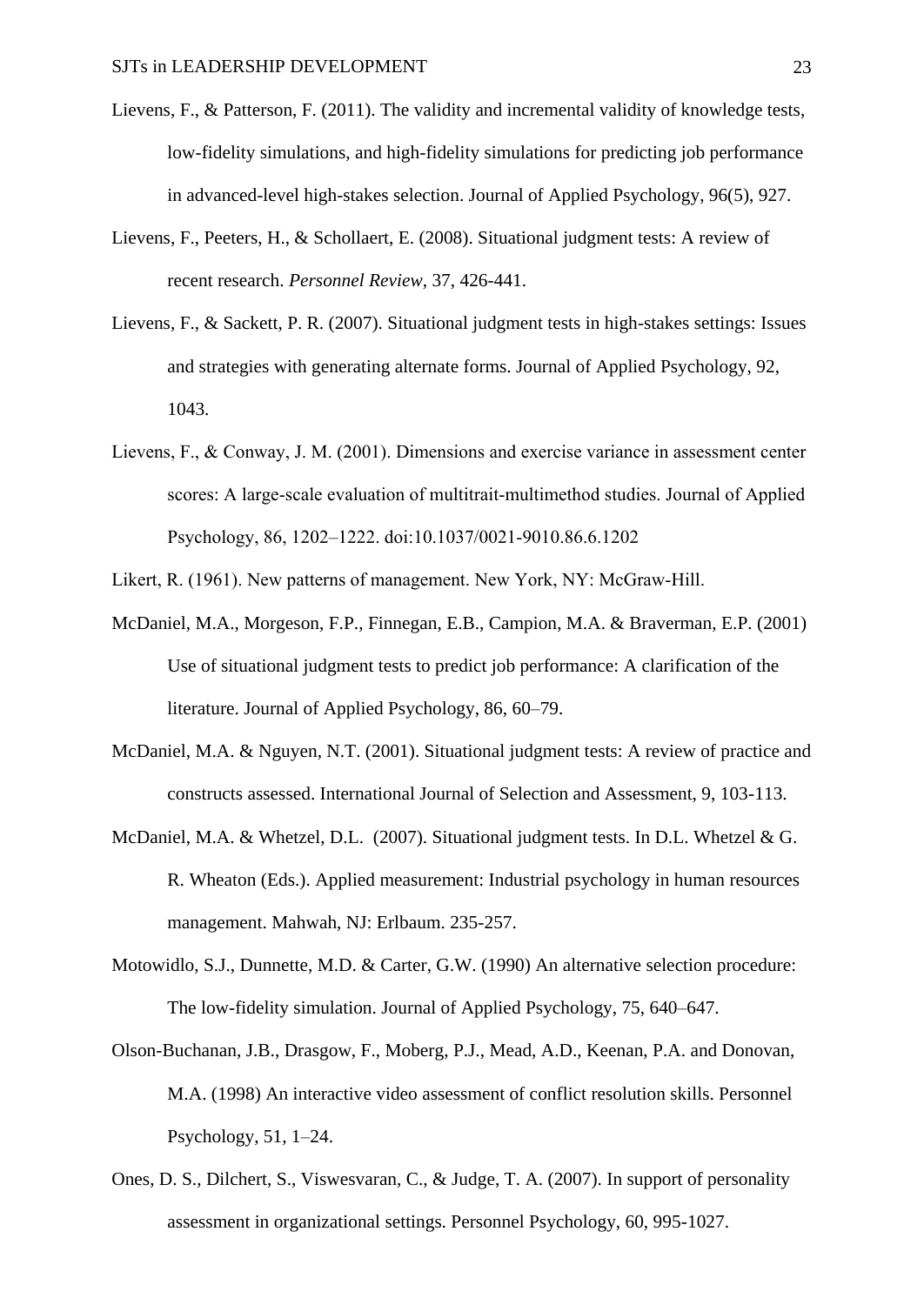Lievens, F., & Patterson, F. (2011). The validity and incremental validity of knowledge tests, low-fidelity simulations, and high-fidelity simulations for predicting job performance in advanced-level high-stakes selection. Journal of Applied Psychology, 96(5), 927.

Lievens, F., Peeters, H., & Schollaert, E. (2008). Situational judgment tests: A review of recent research. *Personnel Review*, 37, 426-441.

Lievens, F., & Sackett, P. R. (2007). Situational judgment tests in high-stakes settings: Issues and strategies with generating alternate forms. Journal of Applied Psychology, 92, 1043.

Lievens, F., & Conway, J. M. (2001). Dimensions and exercise variance in assessment center scores: A large-scale evaluation of multitrait-multimethod studies. Journal of Applied Psychology, 86, 1202–1222. doi:10.1037/0021-9010.86.6.1202

Likert, R. (1961). New patterns of management. New York, NY: McGraw-Hill.

McDaniel, M.A., Morgeson, F.P., Finnegan, E.B., Campion, M.A. & Braverman, E.P. (2001) Use of situational judgment tests to predict job performance: A clarification of the literature. Journal of Applied Psychology, 86, 60–79.

McDaniel, M.A. & Nguyen, N.T. (2001). Situational judgment tests: A review of practice and constructs assessed. International Journal of Selection and Assessment, 9, 103-113.

McDaniel, M.A. & Whetzel, D.L. (2007). Situational judgment tests. In D.L. Whetzel & G. R. Wheaton (Eds.). Applied measurement: Industrial psychology in human resources management. Mahwah, NJ: Erlbaum. 235-257.

Motowidlo, S.J., Dunnette, M.D. & Carter, G.W. (1990) An alternative selection procedure: The low-fidelity simulation. Journal of Applied Psychology, 75, 640–647.

Olson-Buchanan, J.B., Drasgow, F., Moberg, P.J., Mead, A.D., Keenan, P.A. and Donovan, M.A. (1998) An interactive video assessment of conflict resolution skills. Personnel Psychology, 51, 1–24.

Ones, D. S., Dilchert, S., Viswesvaran, C., & Judge, T. A. (2007). In support of personality assessment in organizational settings. Personnel Psychology, 60, 995-1027.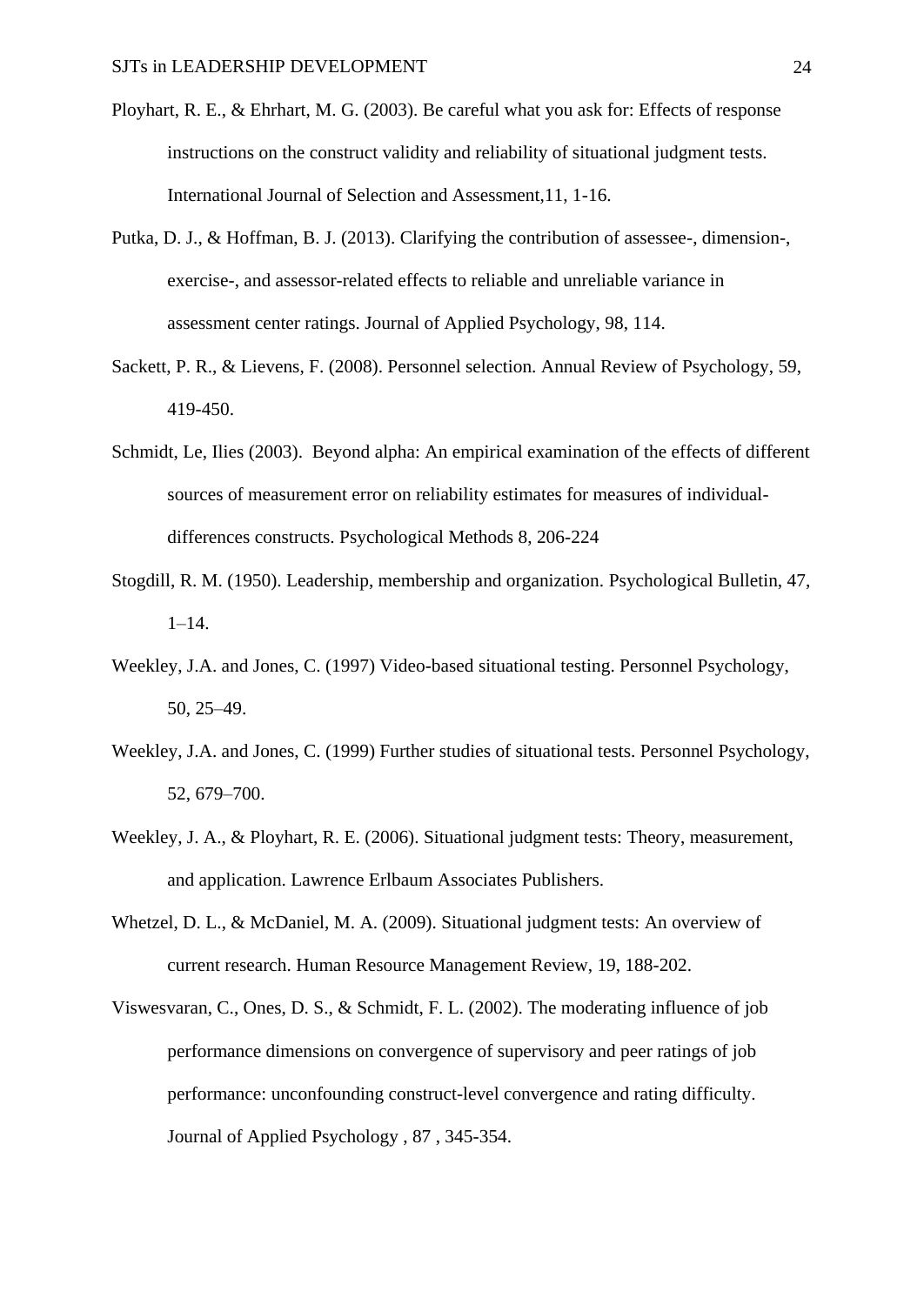Ployhart, R. E., & Ehrhart, M. G. (2003). Be careful what you ask for: Effects of response instructions on the construct validity and reliability of situational judgment tests. International Journal of Selection and Assessment,11, 1-16.

Putka, D. J., & Hoffman, B. J. (2013). Clarifying the contribution of assessee-, dimension-, exercise-, and assessor-related effects to reliable and unreliable variance in assessment center ratings. Journal of Applied Psychology, 98, 114.

Sackett, P. R., & Lievens, F. (2008). Personnel selection. Annual Review of Psychology, 59, 419-450.

Schmidt, Le, Ilies (2003). Beyond alpha: An empirical examination of the effects of different sources of measurement error on reliability estimates for measures of individual-differences constructs. Psychological Methods 8, 206-224

Stogdill, R. M. (1950). Leadership, membership and organization. Psychological Bulletin, 47, 1–14.

Weekley, J.A. and Jones, C. (1997) Video-based situational testing. Personnel Psychology, 50, 25–49.

Weekley, J.A. and Jones, C. (1999) Further studies of situational tests. Personnel Psychology, 52, 679–700.

Weekley, J. A., & Ployhart, R. E. (2006). Situational judgment tests: Theory, measurement, and application. Lawrence Erlbaum Associates Publishers.

Whetzel, D. L., & McDaniel, M. A. (2009). Situational judgment tests: An overview of current research. Human Resource Management Review, 19, 188-202.

Viswesvaran, C., Ones, D. S., & Schmidt, F. L. (2002). The moderating influence of job performance dimensions on convergence of supervisory and peer ratings of job performance: unconfounding construct-level convergence and rating difficulty. Journal of Applied Psychology , 87 , 345-354.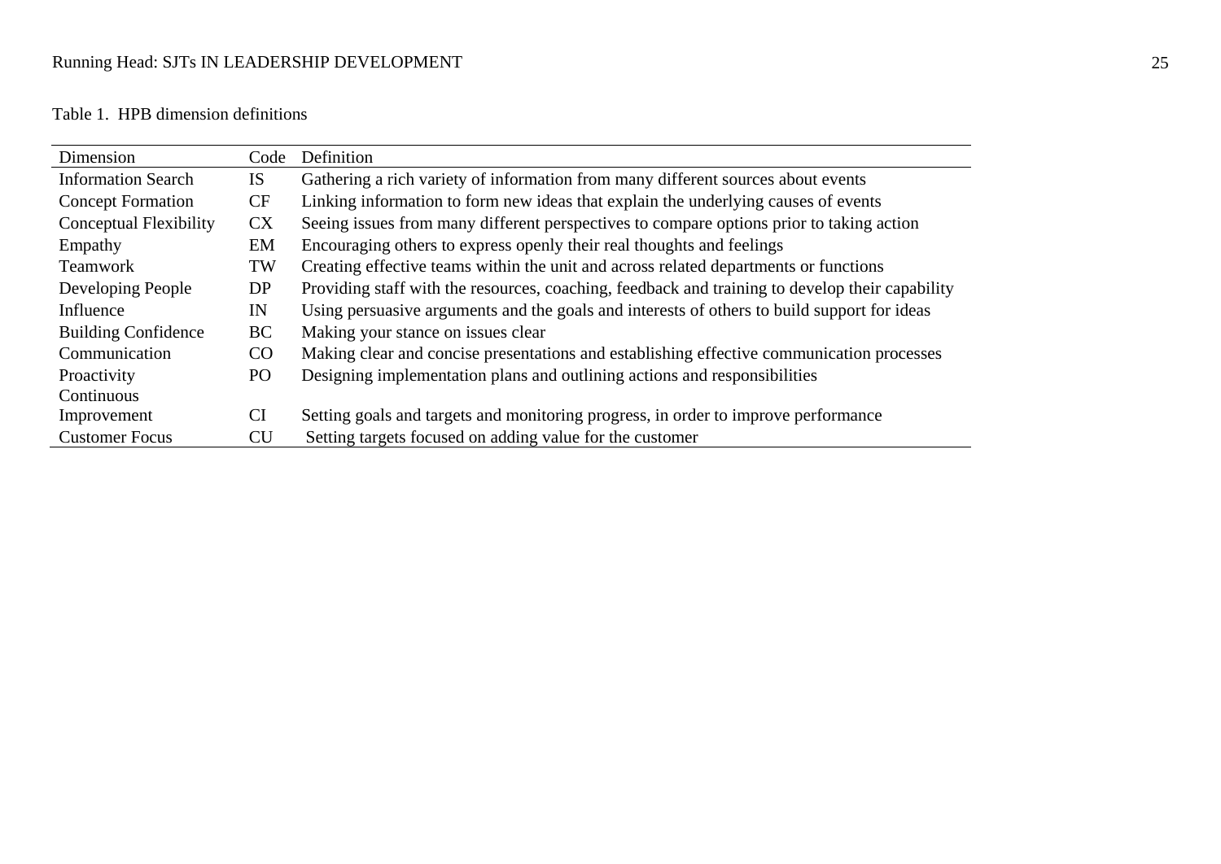Table 1. HPB dimension definitions

| Dimension | Code | Definition |
|---|---|---|
| Information Search | IS | Gathering a rich variety of information from many different sources about events |
| Concept Formation | CF | Linking information to form new ideas that explain the underlying causes of events |
| Conceptual Flexibility | CX | Seeing issues from many different perspectives to compare options prior to taking action |
| Empathy | EM | Encouraging others to express openly their real thoughts and feelings |
| Teamwork | TW | Creating effective teams within the unit and across related departments or functions |
| Developing People | DP | Providing staff with the resources, coaching, feedback and training to develop their capability |
| Influence | IN | Using persuasive arguments and the goals and interests of others to build support for ideas |
| Building Confidence | BC | Making your stance on issues clear |
| Communication | CO | Making clear and concise presentations and establishing effective communication processes |
| Proactivity | PO | Designing implementation plans and outlining actions and responsibilities |
| Continuous Improvement | CI | Setting goals and targets and monitoring progress, in order to improve performance |
| Customer Focus | CU | Setting targets focused on adding value for the customer |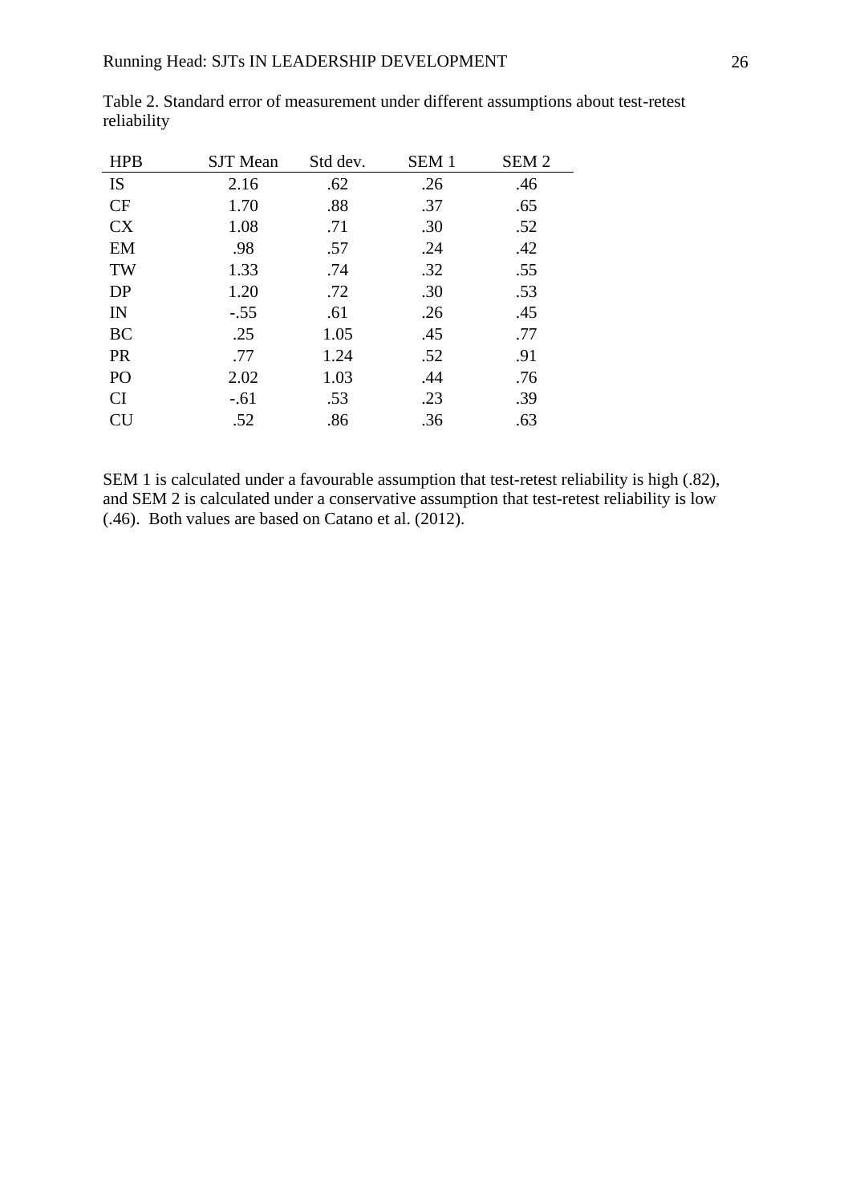Table 2. Standard error of measurement under different assumptions about test-retest reliability

| HPB | SJT Mean | Std dev. | SEM 1 | SEM 2 |
|---|---|---|---|---|
| IS | 2.16 | .62 | .26 | .46 |
| CF | 1.70 | .88 | .37 | .65 |
| CX | 1.08 | .71 | .30 | .52 |
| EM | .98 | .57 | .24 | .42 |
| TW | 1.33 | .74 | .32 | .55 |
| DP | 1.20 | .72 | .30 | .53 |
| IN | -.55 | .61 | .26 | .45 |
| BC | .25 | 1.05 | .45 | .77 |
| PR | .77 | 1.24 | .52 | .91 |
| PO | 2.02 | 1.03 | .44 | .76 |
| CI | -.61 | .53 | .23 | .39 |
| CU | .52 | .86 | .36 | .63 |

SEM 1 is calculated under a favourable assumption that test-retest reliability is high (.82), and SEM 2 is calculated under a conservative assumption that test-retest reliability is low (.46). Both values are based on Catano et al. (2012).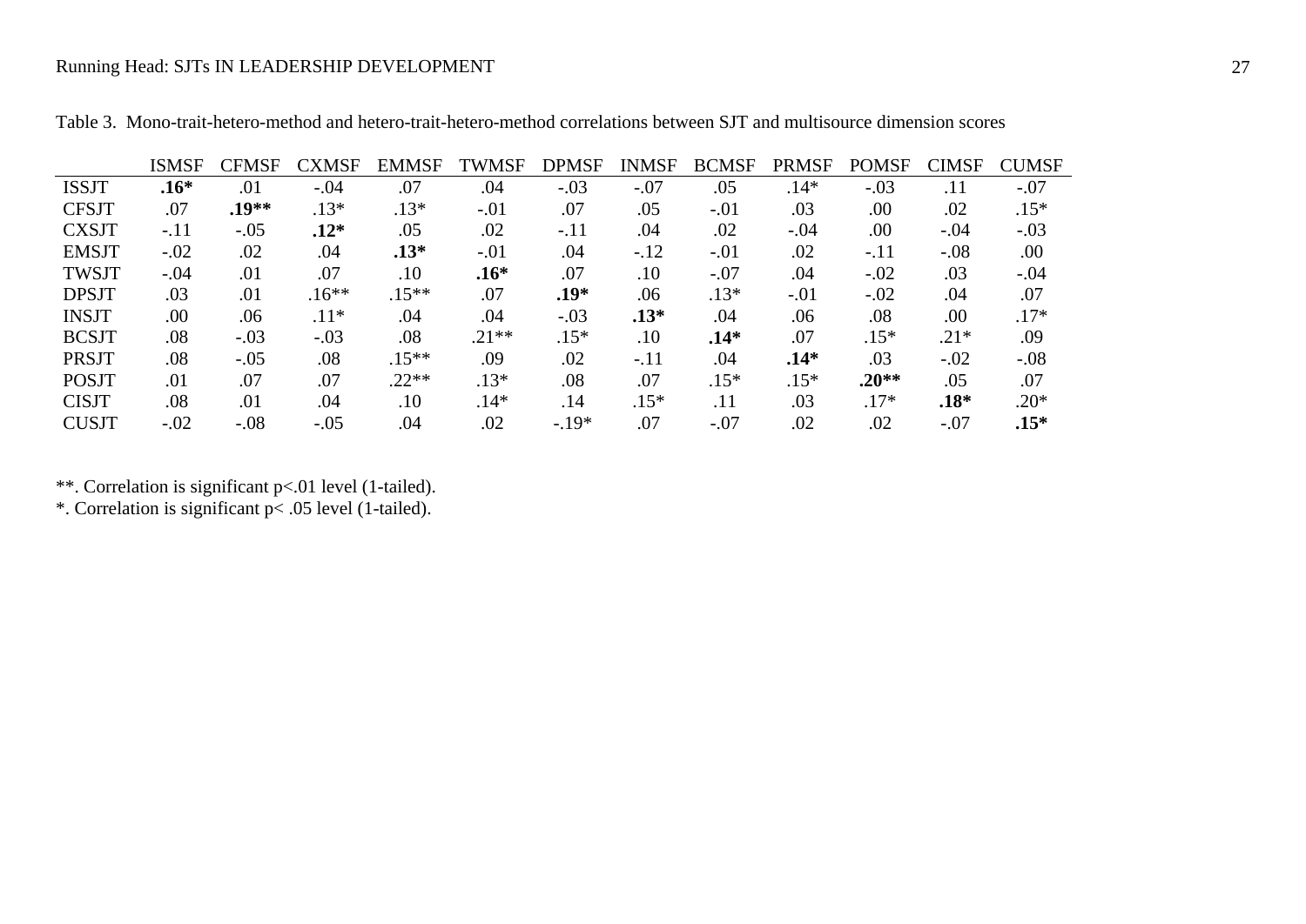Table 3. Mono-trait-hetero-method and hetero-trait-hetero-method correlations between SJT and multisource dimension scores

| | ISMSF | CFMSF | CXMSF | EMMSF | TWMSF | DPMSF | INMSF | BCMSF | PRMSF | POMSF | CIMSF | CUMSF |
|---|---|---|---|---|---|---|---|---|---|---|---|---|
| ISSJT | **.16*** | .01 | -.04 | .07 | .04 | -.03 | -.07 | .05 | .14* | -.03 | .11 | -.07 |
| CFSJT | .07 | **.19**** | .13* | .13* | -.01 | .07 | .05 | -.01 | .03 | .00 | .02 | .15* |
| CXSJT | -.11 | -.05 | **.12*** | .05 | .02 | -.11 | .04 | .02 | -.04 | .00 | -.04 | -.03 |
| EMSJT | -.02 | .02 | .04 | **.13*** | -.01 | .04 | -.12 | -.01 | .02 | -.11 | -.08 | .00 |
| TWSJT | -.04 | .01 | .07 | .10 | **.16*** | .07 | .10 | -.07 | .04 | -.02 | .03 | -.04 |
| DPSJT | .03 | .01 | .16** | .15** | .07 | **.19*** | .06 | .13* | -.01 | -.02 | .04 | .07 |
| INSJT | .00 | .06 | .11* | .04 | .04 | -.03 | **.13*** | .04 | .06 | .08 | .00 | .17* |
| BCSJT | .08 | -.03 | -.03 | .08 | .21** | .15* | .10 | **.14*** | .07 | .15* | .21* | .09 |
| PRSJT | .08 | -.05 | .08 | .15** | .09 | .02 | -.11 | .04 | **.14*** | .03 | -.02 | -.08 |
| POSJT | .01 | .07 | .07 | .22** | .13* | .08 | .07 | .15* | .15* | **.20**** | .05 | .07 |
| CISJT | .08 | .01 | .04 | .10 | .14* | .14 | .15* | .11 | .03 | .17* | **.18*** | .20* |
| CUSJT | -.02 | -.08 | -.05 | .04 | .02 | -.19* | .07 | -.07 | .02 | .02 | -.07 | **.15*** |

**. Correlation is significant p<.01 level (1-tailed).
*. Correlation is significant p< .05 level (1-tailed).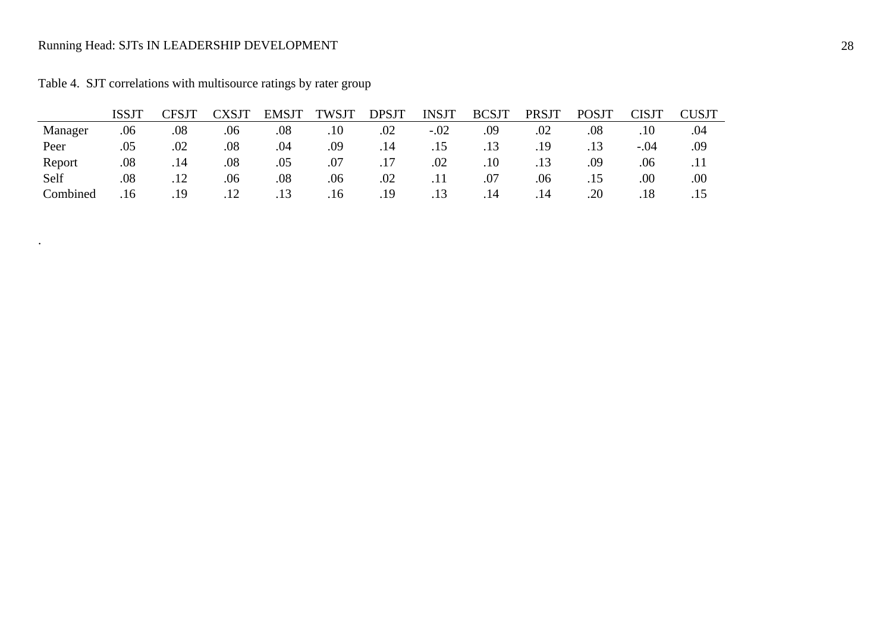Table 4. SJT correlations with multisource ratings by rater group

| | ISSJT | CFSJT | CXSJT | EMSJT | TWSJT | DPSJT | INSJT | BCSJT | PRSJT | POSJT | CISJT | CUSJT |
|---|---|---|---|---|---|---|---|---|---|---|---|---|
| Manager | .06 | .08 | .06 | .08 | .10 | .02 | -.02 | .09 | .02 | .08 | .10 | .04 |
| Peer | .05 | .02 | .08 | .04 | .09 | .14 | .15 | .13 | .19 | .13 | -.04 | .09 |
| Report | .08 | .14 | .08 | .05 | .07 | .17 | .02 | .10 | .13 | .09 | .06 | .11 |
| Self | .08 | .12 | .06 | .08 | .06 | .02 | .11 | .07 | .06 | .15 | .00 | .00 |
| Combined | .16 | .19 | .12 | .13 | .16 | .19 | .13 | .14 | .14 | .20 | .18 | .15 |

.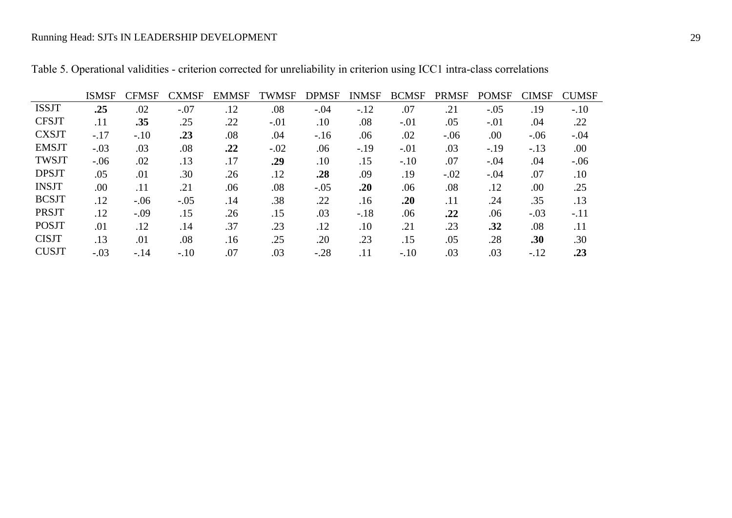Table 5. Operational validities - criterion corrected for unreliability in criterion using ICC1 intra-class correlations

| | ISMSF | CFMSF | CXMSF | EMMSF | TWMSF | DPMSF | INMSF | BCMSF | PRMSF | POMSF | CIMSF | CUMSF |
|---|---|---|---|---|---|---|---|---|---|---|---|---|
| ISSJT | **.25** | .02 | -.07 | .12 | .08 | -.04 | -.12 | .07 | .21 | -.05 | .19 | -.10 |
| CFSJT | .11 | **.35** | .25 | .22 | -.01 | .10 | .08 | -.01 | .05 | -.01 | .04 | .22 |
| CXSJT | -.17 | -.10 | **.23** | .08 | .04 | -.16 | .06 | .02 | -.06 | .00 | -.06 | -.04 |
| EMSJT | -.03 | .03 | .08 | **.22** | -.02 | .06 | -.19 | -.01 | .03 | -.19 | -.13 | .00 |
| TWSJT | -.06 | .02 | .13 | .17 | **.29** | .10 | .15 | -.10 | .07 | -.04 | .04 | -.06 |
| DPSJT | .05 | .01 | .30 | .26 | .12 | **.28** | .09 | .19 | -.02 | -.04 | .07 | .10 |
| INSJT | .00 | .11 | .21 | .06 | .08 | -.05 | **.20** | .06 | .08 | .12 | .00 | .25 |
| BCSJT | .12 | -.06 | -.05 | .14 | .38 | .22 | .16 | **.20** | .11 | .24 | .35 | .13 |
| PRSJT | .12 | -.09 | .15 | .26 | .15 | .03 | -.18 | .06 | **.22** | .06 | -.03 | -.11 |
| POSJT | .01 | .12 | .14 | .37 | .23 | .12 | .10 | .21 | .23 | **.32** | .08 | .11 |
| CISJT | .13 | .01 | .08 | .16 | .25 | .20 | .23 | .15 | .05 | .28 | **.30** | .30 |
| CUSJT | -.03 | -.14 | -.10 | .07 | .03 | -.28 | .11 | -.10 | .03 | .03 | -.12 | **.23** |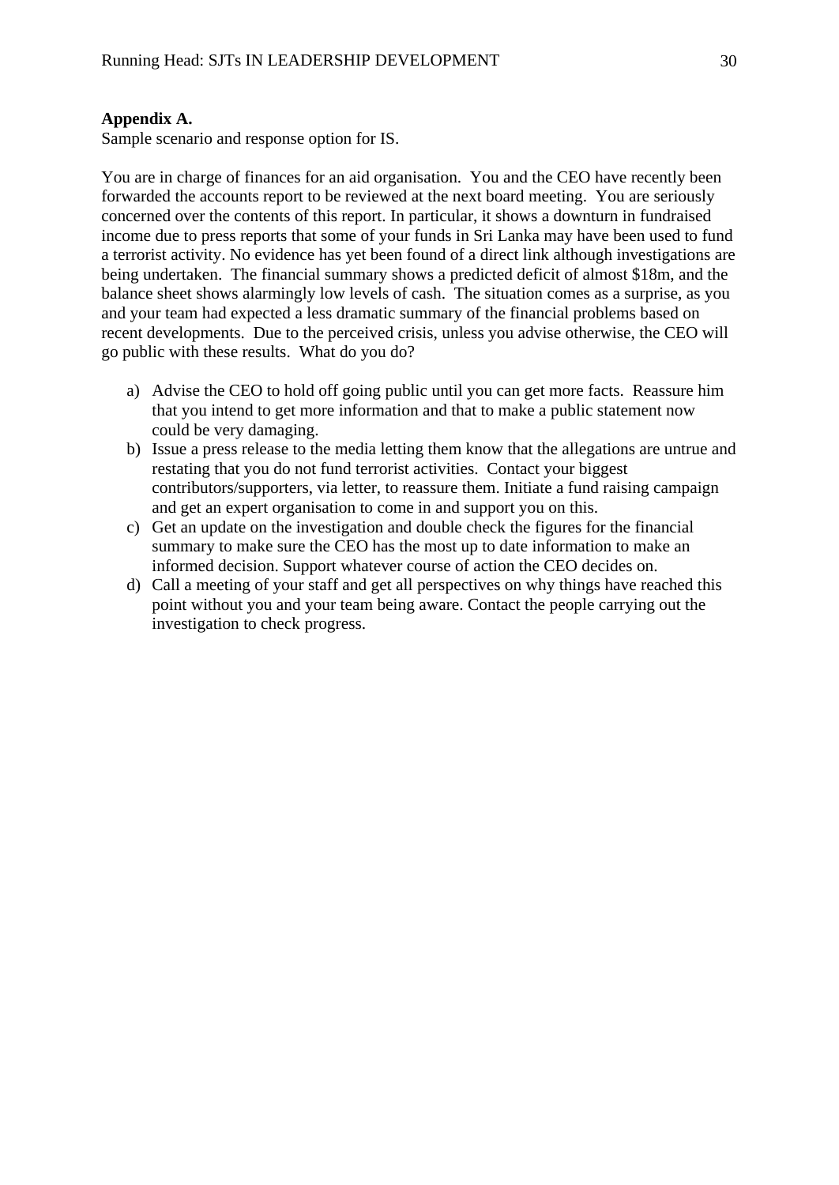**Appendix A.**

Sample scenario and response option for IS.

You are in charge of finances for an aid organisation. You and the CEO have recently been forwarded the accounts report to be reviewed at the next board meeting. You are seriously concerned over the contents of this report. In particular, it shows a downturn in fundraised income due to press reports that some of your funds in Sri Lanka may have been used to fund a terrorist activity. No evidence has yet been found of a direct link although investigations are being undertaken. The financial summary shows a predicted deficit of almost $18m, and the balance sheet shows alarmingly low levels of cash. The situation comes as a surprise, as you and your team had expected a less dramatic summary of the financial problems based on recent developments. Due to the perceived crisis, unless you advise otherwise, the CEO will go public with these results. What do you do?

a) Advise the CEO to hold off going public until you can get more facts. Reassure him that you intend to get more information and that to make a public statement now could be very damaging.
b) Issue a press release to the media letting them know that the allegations are untrue and restating that you do not fund terrorist activities. Contact your biggest contributors/supporters, via letter, to reassure them. Initiate a fund raising campaign and get an expert organisation to come in and support you on this.
c) Get an update on the investigation and double check the figures for the financial summary to make sure the CEO has the most up to date information to make an informed decision. Support whatever course of action the CEO decides on.
d) Call a meeting of your staff and get all perspectives on why things have reached this point without you and your team being aware. Contact the people carrying out the investigation to check progress.